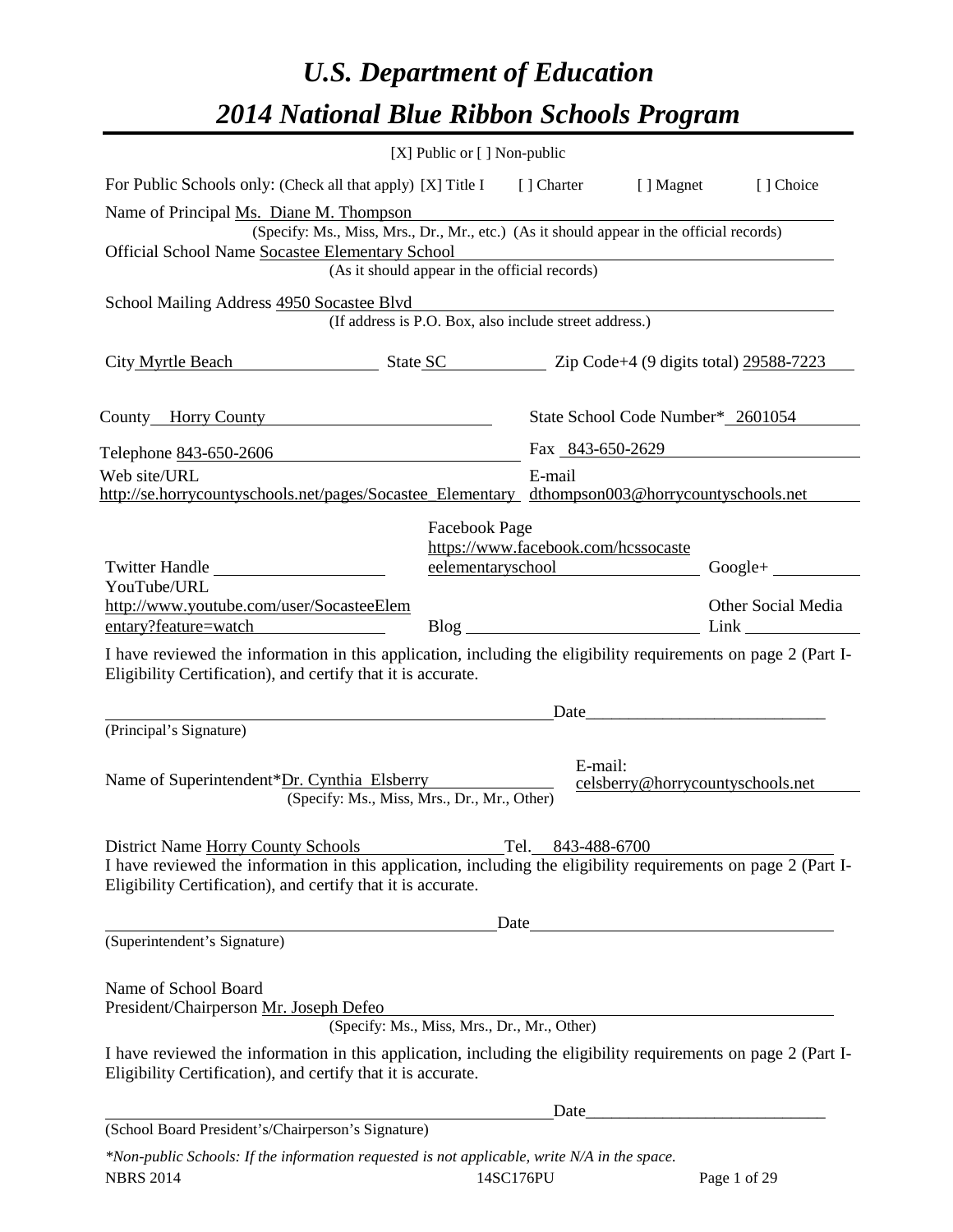# U.S. Department of Education

# 2014 National Blue Ribbon Schools Program

[X] Public or [ ] Non-public

For Public Schools only: (Check all that apply) [X] Title I  [ ] Charter  [ ] Magnet  [ ] Choice

Name of Principal Ms. Diane M. Thompson
(Specify: Ms., Miss, Mrs., Dr., Mr., etc.) (As it should appear in the official records)

Official School Name Socastee Elementary School
(As it should appear in the official records)

School Mailing Address 4950 Socastee Blvd
(If address is P.O. Box, also include street address.)

City Myrtle Beach  State SC  Zip Code+4 (9 digits total) 29588-7223

County Horry County  State School Code Number* 2601054

Telephone 843-650-2606  Fax 843-650-2629

Web site/URL http://se.horrycountyschools.net/pages/Socastee_Elementary  E-mail dthompson003@horrycountyschools.net

Twitter Handle  Facebook Page https://www.facebook.com/hcssocasteeelementaryschool  Google+

YouTube/URL http://www.youtube.com/user/SocasteeElementary?feature=watch  Blog  Other Social Media Link

I have reviewed the information in this application, including the eligibility requirements on page 2 (Part I-Eligibility Certification), and certify that it is accurate.

_______________________________ Date_______________________
(Principal's Signature)

Name of Superintendent*Dr. Cynthia Elsberry  E-mail: celsberry@horrycountyschools.net
(Specify: Ms., Miss, Mrs., Dr., Mr., Other)

District Name Horry County Schools  Tel. 843-488-6700

I have reviewed the information in this application, including the eligibility requirements on page 2 (Part I-Eligibility Certification), and certify that it is accurate.

_______________________________ Date_______________________
(Superintendent's Signature)

Name of School Board
President/Chairperson Mr. Joseph Defeo
(Specify: Ms., Miss, Mrs., Dr., Mr., Other)

I have reviewed the information in this application, including the eligibility requirements on page 2 (Part I-Eligibility Certification), and certify that it is accurate.

_______________________________ Date_______________________
(School Board President's/Chairperson's Signature)

*\*Non-public Schools: If the information requested is not applicable, write N/A in the space.*

NBRS 2014  14SC176PU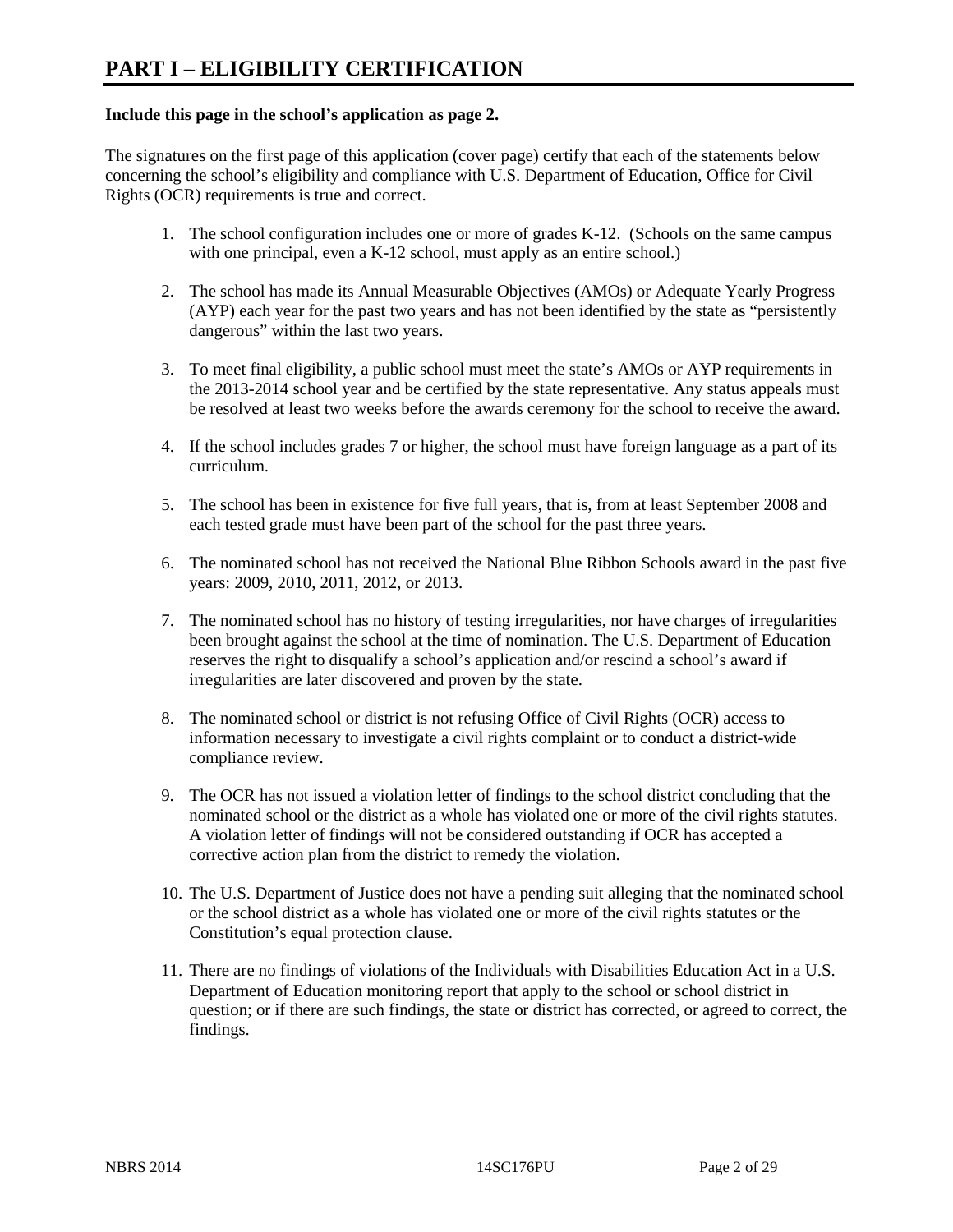# PART I – ELIGIBILITY CERTIFICATION

**Include this page in the school's application as page 2.**

The signatures on the first page of this application (cover page) certify that each of the statements below concerning the school's eligibility and compliance with U.S. Department of Education, Office for Civil Rights (OCR) requirements is true and correct.

1. The school configuration includes one or more of grades K-12. (Schools on the same campus with one principal, even a K-12 school, must apply as an entire school.)
2. The school has made its Annual Measurable Objectives (AMOs) or Adequate Yearly Progress (AYP) each year for the past two years and has not been identified by the state as "persistently dangerous" within the last two years.
3. To meet final eligibility, a public school must meet the state's AMOs or AYP requirements in the 2013-2014 school year and be certified by the state representative. Any status appeals must be resolved at least two weeks before the awards ceremony for the school to receive the award.
4. If the school includes grades 7 or higher, the school must have foreign language as a part of its curriculum.
5. The school has been in existence for five full years, that is, from at least September 2008 and each tested grade must have been part of the school for the past three years.
6. The nominated school has not received the National Blue Ribbon Schools award in the past five years: 2009, 2010, 2011, 2012, or 2013.
7. The nominated school has no history of testing irregularities, nor have charges of irregularities been brought against the school at the time of nomination. The U.S. Department of Education reserves the right to disqualify a school's application and/or rescind a school's award if irregularities are later discovered and proven by the state.
8. The nominated school or district is not refusing Office of Civil Rights (OCR) access to information necessary to investigate a civil rights complaint or to conduct a district-wide compliance review.
9. The OCR has not issued a violation letter of findings to the school district concluding that the nominated school or the district as a whole has violated one or more of the civil rights statutes. A violation letter of findings will not be considered outstanding if OCR has accepted a corrective action plan from the district to remedy the violation.
10. The U.S. Department of Justice does not have a pending suit alleging that the nominated school or the school district as a whole has violated one or more of the civil rights statutes or the Constitution's equal protection clause.
11. There are no findings of violations of the Individuals with Disabilities Education Act in a U.S. Department of Education monitoring report that apply to the school or school district in question; or if there are such findings, the state or district has corrected, or agreed to correct, the findings.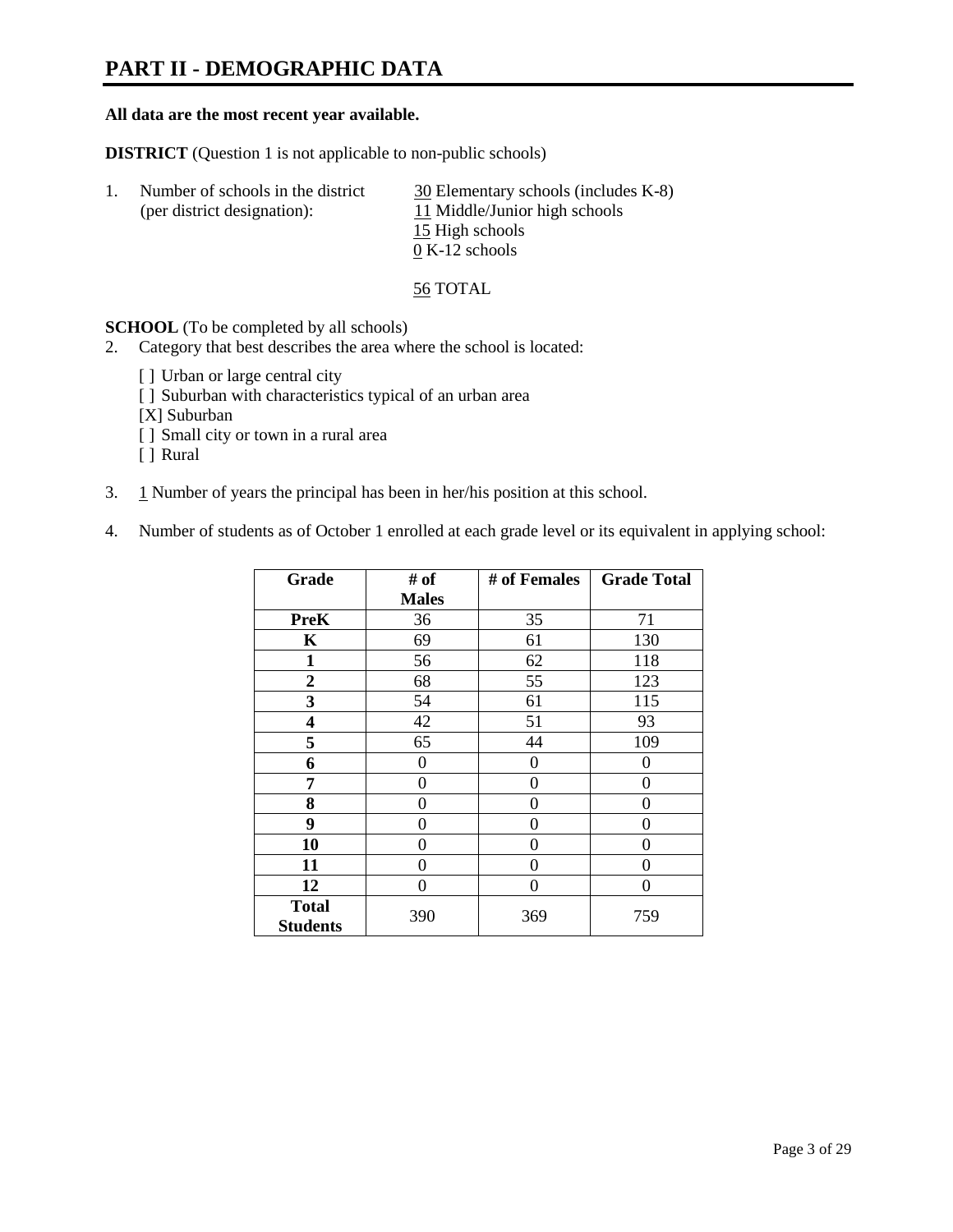# PART II - DEMOGRAPHIC DATA

**All data are the most recent year available.**

**DISTRICT** (Question 1 is not applicable to non-public schools)

1. Number of schools in the district (per district designation):
   - 30 Elementary schools (includes K-8)
   - 11 Middle/Junior high schools
   - 15 High schools
   - 0 K-12 schools

   56 TOTAL

**SCHOOL** (To be completed by all schools)

2. Category that best describes the area where the school is located:

   [ ] Urban or large central city
   [ ] Suburban with characteristics typical of an urban area
   [X] Suburban
   [ ] Small city or town in a rural area
   [ ] Rural

3. 1 Number of years the principal has been in her/his position at this school.

4. Number of students as of October 1 enrolled at each grade level or its equivalent in applying school:

| Grade | # of Males | # of Females | Grade Total |
|---|---|---|---|
| **PreK** | 36 | 35 | 71 |
| **K** | 69 | 61 | 130 |
| **1** | 56 | 62 | 118 |
| **2** | 68 | 55 | 123 |
| **3** | 54 | 61 | 115 |
| **4** | 42 | 51 | 93 |
| **5** | 65 | 44 | 109 |
| **6** | 0 | 0 | 0 |
| **7** | 0 | 0 | 0 |
| **8** | 0 | 0 | 0 |
| **9** | 0 | 0 | 0 |
| **10** | 0 | 0 | 0 |
| **11** | 0 | 0 | 0 |
| **12** | 0 | 0 | 0 |
| **Total Students** | 390 | 369 | 759 |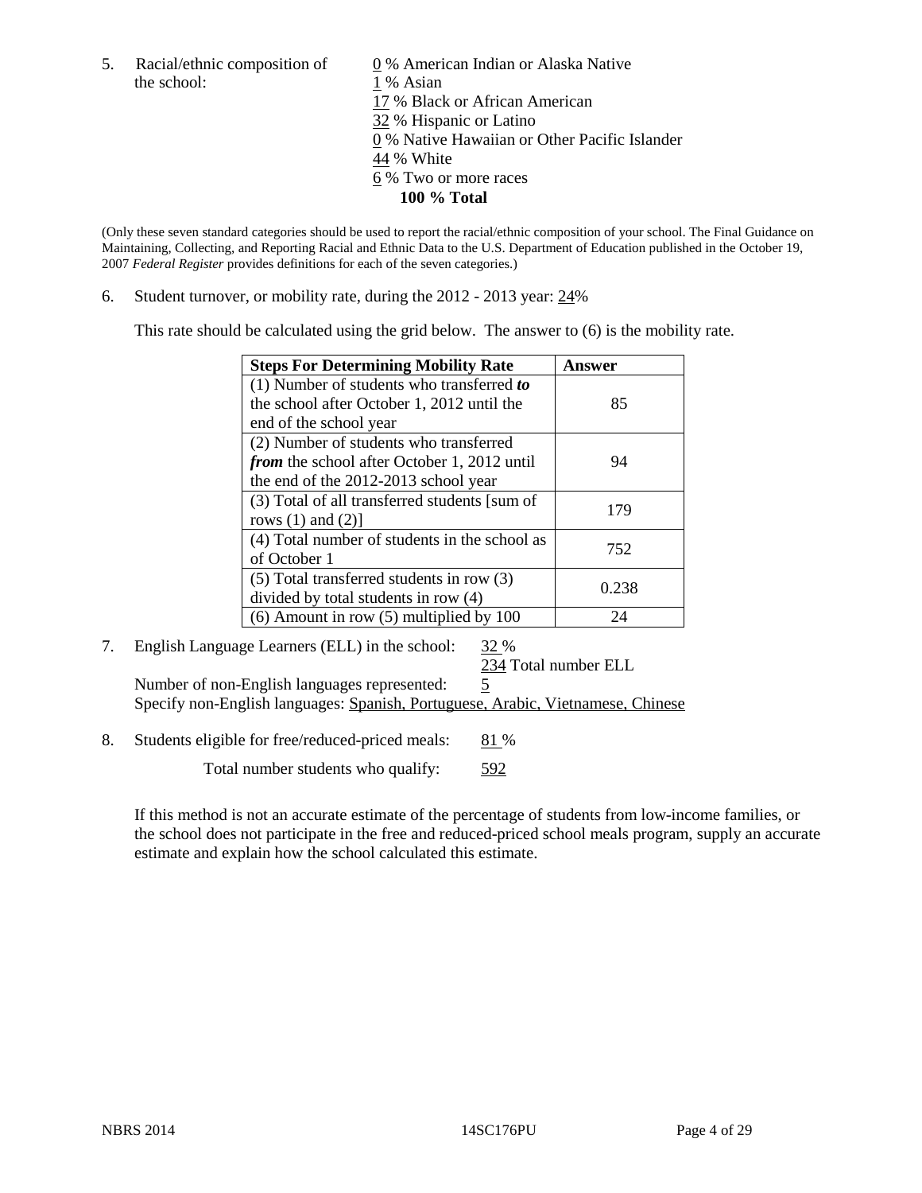5. Racial/ethnic composition of the school:

0 % American Indian or Alaska Native
1 % Asian
17 % Black or African American
32 % Hispanic or Latino
0 % Native Hawaiian or Other Pacific Islander
44 % White
6 % Two or more races
**100 % Total**

(Only these seven standard categories should be used to report the racial/ethnic composition of your school. The Final Guidance on Maintaining, Collecting, and Reporting Racial and Ethnic Data to the U.S. Department of Education published in the October 19, 2007 *Federal Register* provides definitions for each of the seven categories.)

6. Student turnover, or mobility rate, during the 2012 - 2013 year: 24%

This rate should be calculated using the grid below. The answer to (6) is the mobility rate.

| **Steps For Determining Mobility Rate** | **Answer** |
|---|---|
| (1) Number of students who transferred ***to*** the school after October 1, 2012 until the end of the school year | 85 |
| (2) Number of students who transferred ***from*** the school after October 1, 2012 until the end of the 2012-2013 school year | 94 |
| (3) Total of all transferred students [sum of rows (1) and (2)] | 179 |
| (4) Total number of students in the school as of October 1 | 752 |
| (5) Total transferred students in row (3) divided by total students in row (4) | 0.238 |
| (6) Amount in row (5) multiplied by 100 | 24 |

7. English Language Learners (ELL) in the school: 32 %
234 Total number ELL
Number of non-English languages represented: 5
Specify non-English languages: Spanish, Portuguese, Arabic, Vietnamese, Chinese

8. Students eligible for free/reduced-priced meals: 81 %
Total number students who qualify: 592

If this method is not an accurate estimate of the percentage of students from low-income families, or the school does not participate in the free and reduced-priced school meals program, supply an accurate estimate and explain how the school calculated this estimate.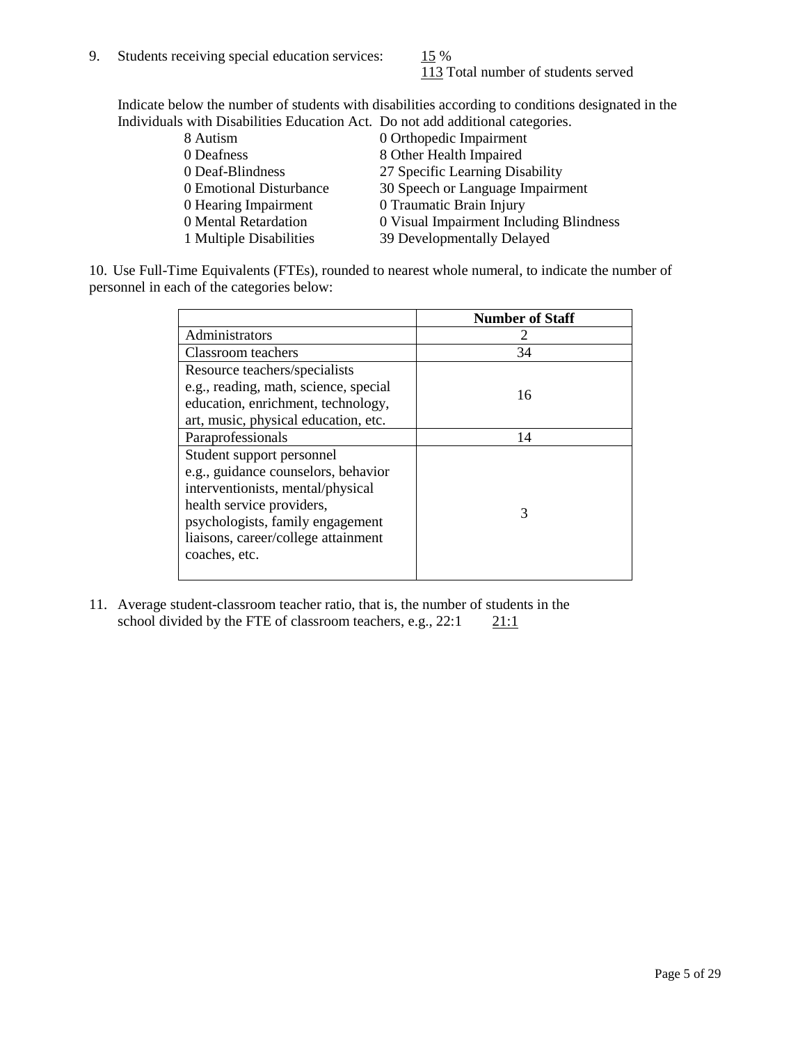9. Students receiving special education services: 15 %
113 Total number of students served

Indicate below the number of students with disabilities according to conditions designated in the Individuals with Disabilities Education Act. Do not add additional categories.

| | |
|---|---|
| 8 Autism | 0 Orthopedic Impairment |
| 0 Deafness | 8 Other Health Impaired |
| 0 Deaf-Blindness | 27 Specific Learning Disability |
| 0 Emotional Disturbance | 30 Speech or Language Impairment |
| 0 Hearing Impairment | 0 Traumatic Brain Injury |
| 0 Mental Retardation | 0 Visual Impairment Including Blindness |
| 1 Multiple Disabilities | 39 Developmentally Delayed |

10. Use Full-Time Equivalents (FTEs), rounded to nearest whole numeral, to indicate the number of personnel in each of the categories below:

| | Number of Staff |
|---|---|
| Administrators | 2 |
| Classroom teachers | 34 |
| Resource teachers/specialists e.g., reading, math, science, special education, enrichment, technology, art, music, physical education, etc. | 16 |
| Paraprofessionals | 14 |
| Student support personnel e.g., guidance counselors, behavior interventionists, mental/physical health service providers, psychologists, family engagement liaisons, career/college attainment coaches, etc. | 3 |

11. Average student-classroom teacher ratio, that is, the number of students in the school divided by the FTE of classroom teachers, e.g., 22:1 21:1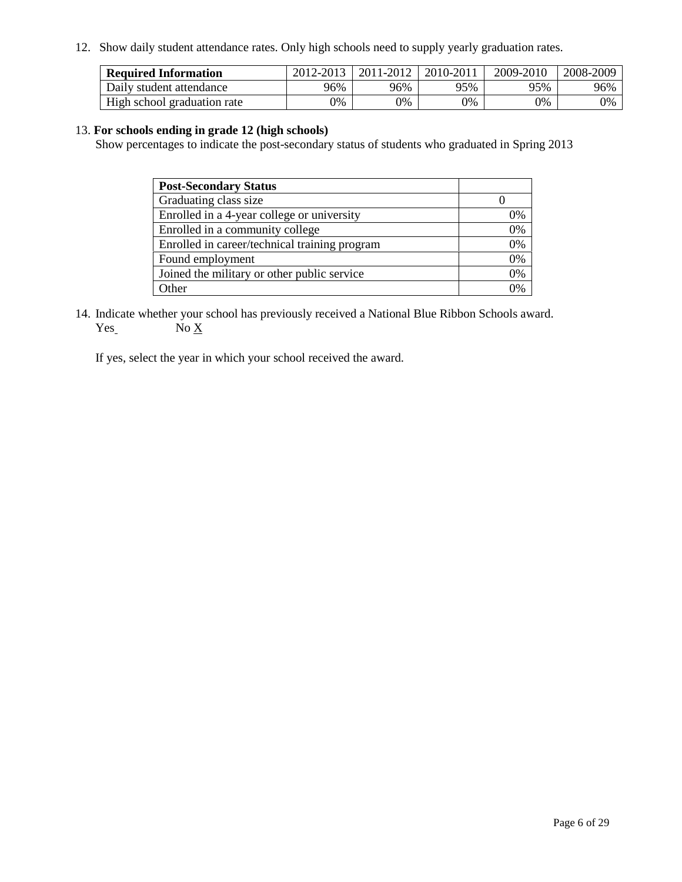12. Show daily student attendance rates. Only high schools need to supply yearly graduation rates.

| **Required Information** | 2012-2013 | 2011-2012 | 2010-2011 | 2009-2010 | 2008-2009 |
| --- | --- | --- | --- | --- | --- |
| Daily student attendance | 96% | 96% | 95% | 95% | 96% |
| High school graduation rate | 0% | 0% | 0% | 0% | 0% |

13. **For schools ending in grade 12 (high schools)**

Show percentages to indicate the post-secondary status of students who graduated in Spring 2013

| **Post-Secondary Status** | |
| --- | --- |
| Graduating class size | 0 |
| Enrolled in a 4-year college or university | 0% |
| Enrolled in a community college | 0% |
| Enrolled in career/technical training program | 0% |
| Found employment | 0% |
| Joined the military or other public service | 0% |
| Other | 0% |

14. Indicate whether your school has previously received a National Blue Ribbon Schools award.

Yes No X

If yes, select the year in which your school received the award.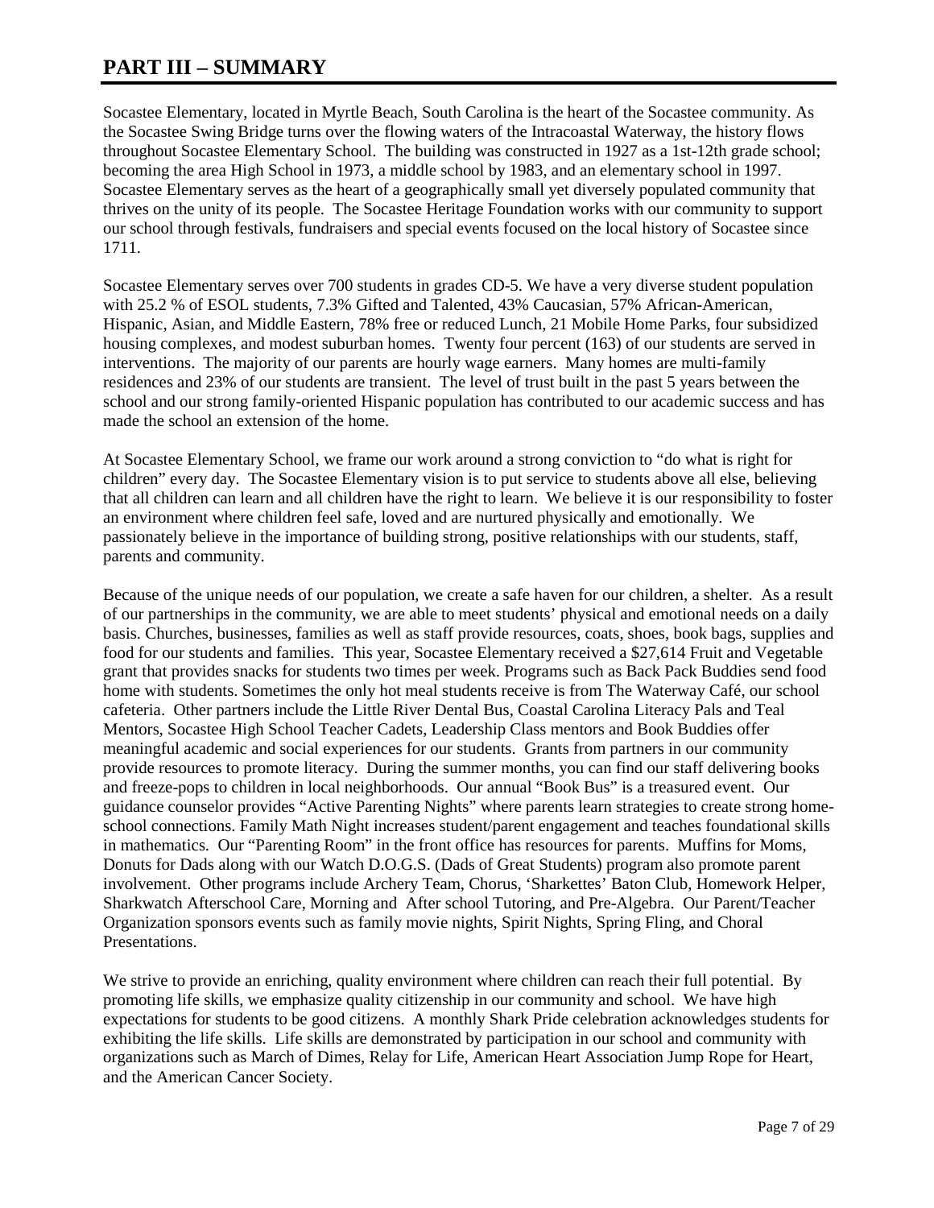# PART III – SUMMARY

Socastee Elementary, located in Myrtle Beach, South Carolina is the heart of the Socastee community. As the Socastee Swing Bridge turns over the flowing waters of the Intracoastal Waterway, the history flows throughout Socastee Elementary School. The building was constructed in 1927 as a 1st-12th grade school; becoming the area High School in 1973, a middle school by 1983, and an elementary school in 1997. Socastee Elementary serves as the heart of a geographically small yet diversely populated community that thrives on the unity of its people. The Socastee Heritage Foundation works with our community to support our school through festivals, fundraisers and special events focused on the local history of Socastee since 1711.

Socastee Elementary serves over 700 students in grades CD-5. We have a very diverse student population with 25.2 % of ESOL students, 7.3% Gifted and Talented, 43% Caucasian, 57% African-American, Hispanic, Asian, and Middle Eastern, 78% free or reduced Lunch, 21 Mobile Home Parks, four subsidized housing complexes, and modest suburban homes. Twenty four percent (163) of our students are served in interventions. The majority of our parents are hourly wage earners. Many homes are multi-family residences and 23% of our students are transient. The level of trust built in the past 5 years between the school and our strong family-oriented Hispanic population has contributed to our academic success and has made the school an extension of the home.

At Socastee Elementary School, we frame our work around a strong conviction to "do what is right for children" every day. The Socastee Elementary vision is to put service to students above all else, believing that all children can learn and all children have the right to learn. We believe it is our responsibility to foster an environment where children feel safe, loved and are nurtured physically and emotionally. We passionately believe in the importance of building strong, positive relationships with our students, staff, parents and community.

Because of the unique needs of our population, we create a safe haven for our children, a shelter. As a result of our partnerships in the community, we are able to meet students' physical and emotional needs on a daily basis. Churches, businesses, families as well as staff provide resources, coats, shoes, book bags, supplies and food for our students and families. This year, Socastee Elementary received a $27,614 Fruit and Vegetable grant that provides snacks for students two times per week. Programs such as Back Pack Buddies send food home with students. Sometimes the only hot meal students receive is from The Waterway Café, our school cafeteria. Other partners include the Little River Dental Bus, Coastal Carolina Literacy Pals and Teal Mentors, Socastee High School Teacher Cadets, Leadership Class mentors and Book Buddies offer meaningful academic and social experiences for our students. Grants from partners in our community provide resources to promote literacy. During the summer months, you can find our staff delivering books and freeze-pops to children in local neighborhoods. Our annual "Book Bus" is a treasured event. Our guidance counselor provides "Active Parenting Nights" where parents learn strategies to create strong home-school connections. Family Math Night increases student/parent engagement and teaches foundational skills in mathematics. Our "Parenting Room" in the front office has resources for parents. Muffins for Moms, Donuts for Dads along with our Watch D.O.G.S. (Dads of Great Students) program also promote parent involvement. Other programs include Archery Team, Chorus, 'Sharkettes' Baton Club, Homework Helper, Sharkwatch Afterschool Care, Morning and After school Tutoring, and Pre-Algebra. Our Parent/Teacher Organization sponsors events such as family movie nights, Spirit Nights, Spring Fling, and Choral Presentations.

We strive to provide an enriching, quality environment where children can reach their full potential. By promoting life skills, we emphasize quality citizenship in our community and school. We have high expectations for students to be good citizens. A monthly Shark Pride celebration acknowledges students for exhibiting the life skills. Life skills are demonstrated by participation in our school and community with organizations such as March of Dimes, Relay for Life, American Heart Association Jump Rope for Heart, and the American Cancer Society.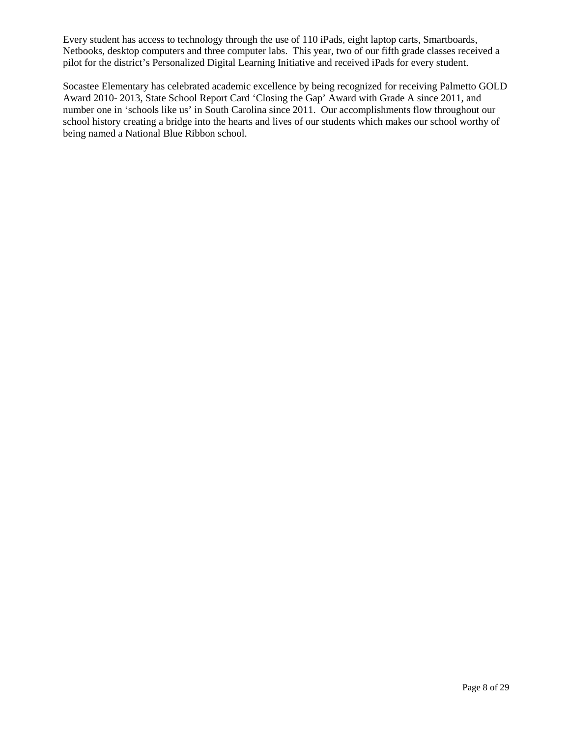Every student has access to technology through the use of 110 iPads, eight laptop carts, Smartboards, Netbooks, desktop computers and three computer labs. This year, two of our fifth grade classes received a pilot for the district's Personalized Digital Learning Initiative and received iPads for every student.

Socastee Elementary has celebrated academic excellence by being recognized for receiving Palmetto GOLD Award 2010- 2013, State School Report Card 'Closing the Gap' Award with Grade A since 2011, and number one in 'schools like us' in South Carolina since 2011. Our accomplishments flow throughout our school history creating a bridge into the hearts and lives of our students which makes our school worthy of being named a National Blue Ribbon school.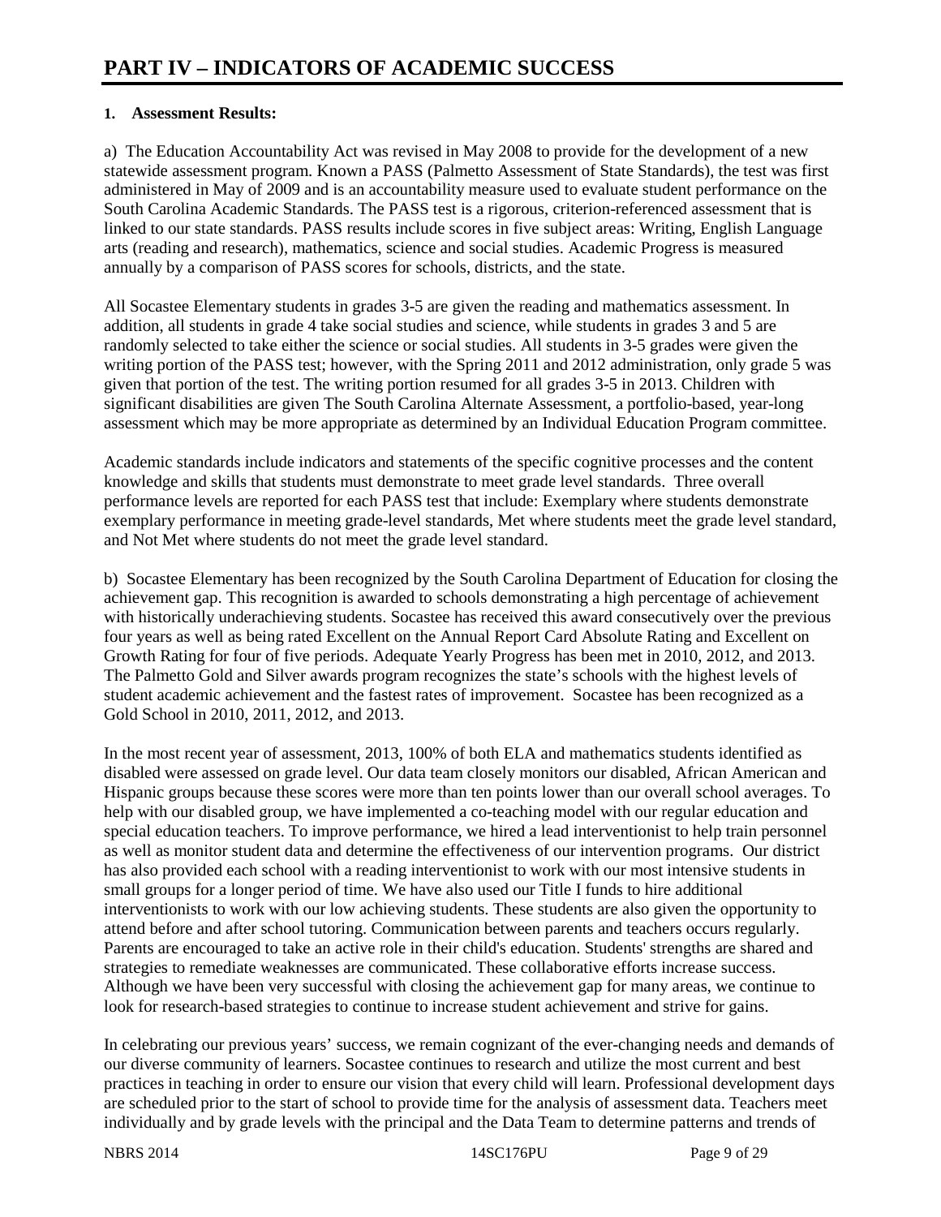# PART IV – INDICATORS OF ACADEMIC SUCCESS

**1. Assessment Results:**

a) The Education Accountability Act was revised in May 2008 to provide for the development of a new statewide assessment program. Known a PASS (Palmetto Assessment of State Standards), the test was first administered in May of 2009 and is an accountability measure used to evaluate student performance on the South Carolina Academic Standards. The PASS test is a rigorous, criterion-referenced assessment that is linked to our state standards. PASS results include scores in five subject areas: Writing, English Language arts (reading and research), mathematics, science and social studies. Academic Progress is measured annually by a comparison of PASS scores for schools, districts, and the state.

All Socastee Elementary students in grades 3-5 are given the reading and mathematics assessment. In addition, all students in grade 4 take social studies and science, while students in grades 3 and 5 are randomly selected to take either the science or social studies. All students in 3-5 grades were given the writing portion of the PASS test; however, with the Spring 2011 and 2012 administration, only grade 5 was given that portion of the test. The writing portion resumed for all grades 3-5 in 2013. Children with significant disabilities are given The South Carolina Alternate Assessment, a portfolio-based, year-long assessment which may be more appropriate as determined by an Individual Education Program committee.

Academic standards include indicators and statements of the specific cognitive processes and the content knowledge and skills that students must demonstrate to meet grade level standards. Three overall performance levels are reported for each PASS test that include: Exemplary where students demonstrate exemplary performance in meeting grade-level standards, Met where students meet the grade level standard, and Not Met where students do not meet the grade level standard.

b) Socastee Elementary has been recognized by the South Carolina Department of Education for closing the achievement gap. This recognition is awarded to schools demonstrating a high percentage of achievement with historically underachieving students. Socastee has received this award consecutively over the previous four years as well as being rated Excellent on the Annual Report Card Absolute Rating and Excellent on Growth Rating for four of five periods. Adequate Yearly Progress has been met in 2010, 2012, and 2013. The Palmetto Gold and Silver awards program recognizes the state's schools with the highest levels of student academic achievement and the fastest rates of improvement. Socastee has been recognized as a Gold School in 2010, 2011, 2012, and 2013.

In the most recent year of assessment, 2013, 100% of both ELA and mathematics students identified as disabled were assessed on grade level. Our data team closely monitors our disabled, African American and Hispanic groups because these scores were more than ten points lower than our overall school averages. To help with our disabled group, we have implemented a co-teaching model with our regular education and special education teachers. To improve performance, we hired a lead interventionist to help train personnel as well as monitor student data and determine the effectiveness of our intervention programs. Our district has also provided each school with a reading interventionist to work with our most intensive students in small groups for a longer period of time. We have also used our Title I funds to hire additional interventionists to work with our low achieving students. These students are also given the opportunity to attend before and after school tutoring. Communication between parents and teachers occurs regularly. Parents are encouraged to take an active role in their child's education. Students' strengths are shared and strategies to remediate weaknesses are communicated. These collaborative efforts increase success. Although we have been very successful with closing the achievement gap for many areas, we continue to look for research-based strategies to continue to increase student achievement and strive for gains.

In celebrating our previous years' success, we remain cognizant of the ever-changing needs and demands of our diverse community of learners. Socastee continues to research and utilize the most current and best practices in teaching in order to ensure our vision that every child will learn. Professional development days are scheduled prior to the start of school to provide time for the analysis of assessment data. Teachers meet individually and by grade levels with the principal and the Data Team to determine patterns and trends of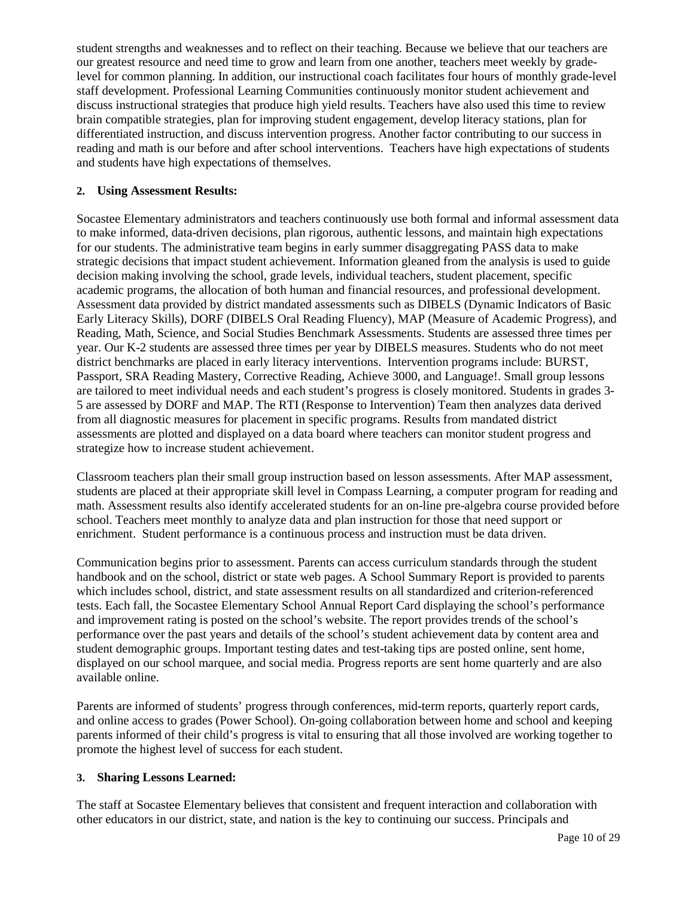student strengths and weaknesses and to reflect on their teaching. Because we believe that our teachers are our greatest resource and need time to grow and learn from one another, teachers meet weekly by grade-level for common planning. In addition, our instructional coach facilitates four hours of monthly grade-level staff development. Professional Learning Communities continuously monitor student achievement and discuss instructional strategies that produce high yield results. Teachers have also used this time to review brain compatible strategies, plan for improving student engagement, develop literacy stations, plan for differentiated instruction, and discuss intervention progress. Another factor contributing to our success in reading and math is our before and after school interventions. Teachers have high expectations of students and students have high expectations of themselves.

**2. Using Assessment Results:**

Socastee Elementary administrators and teachers continuously use both formal and informal assessment data to make informed, data-driven decisions, plan rigorous, authentic lessons, and maintain high expectations for our students. The administrative team begins in early summer disaggregating PASS data to make strategic decisions that impact student achievement. Information gleaned from the analysis is used to guide decision making involving the school, grade levels, individual teachers, student placement, specific academic programs, the allocation of both human and financial resources, and professional development. Assessment data provided by district mandated assessments such as DIBELS (Dynamic Indicators of Basic Early Literacy Skills), DORF (DIBELS Oral Reading Fluency), MAP (Measure of Academic Progress), and Reading, Math, Science, and Social Studies Benchmark Assessments. Students are assessed three times per year. Our K-2 students are assessed three times per year by DIBELS measures. Students who do not meet district benchmarks are placed in early literacy interventions. Intervention programs include: BURST, Passport, SRA Reading Mastery, Corrective Reading, Achieve 3000, and Language!. Small group lessons are tailored to meet individual needs and each student's progress is closely monitored. Students in grades 3-5 are assessed by DORF and MAP. The RTI (Response to Intervention) Team then analyzes data derived from all diagnostic measures for placement in specific programs. Results from mandated district assessments are plotted and displayed on a data board where teachers can monitor student progress and strategize how to increase student achievement.

Classroom teachers plan their small group instruction based on lesson assessments. After MAP assessment, students are placed at their appropriate skill level in Compass Learning, a computer program for reading and math. Assessment results also identify accelerated students for an on-line pre-algebra course provided before school. Teachers meet monthly to analyze data and plan instruction for those that need support or enrichment. Student performance is a continuous process and instruction must be data driven.

Communication begins prior to assessment. Parents can access curriculum standards through the student handbook and on the school, district or state web pages. A School Summary Report is provided to parents which includes school, district, and state assessment results on all standardized and criterion-referenced tests. Each fall, the Socastee Elementary School Annual Report Card displaying the school's performance and improvement rating is posted on the school's website. The report provides trends of the school's performance over the past years and details of the school's student achievement data by content area and student demographic groups. Important testing dates and test-taking tips are posted online, sent home, displayed on our school marquee, and social media. Progress reports are sent home quarterly and are also available online.

Parents are informed of students' progress through conferences, mid-term reports, quarterly report cards, and online access to grades (Power School). On-going collaboration between home and school and keeping parents informed of their child's progress is vital to ensuring that all those involved are working together to promote the highest level of success for each student.

**3. Sharing Lessons Learned:**

The staff at Socastee Elementary believes that consistent and frequent interaction and collaboration with other educators in our district, state, and nation is the key to continuing our success. Principals and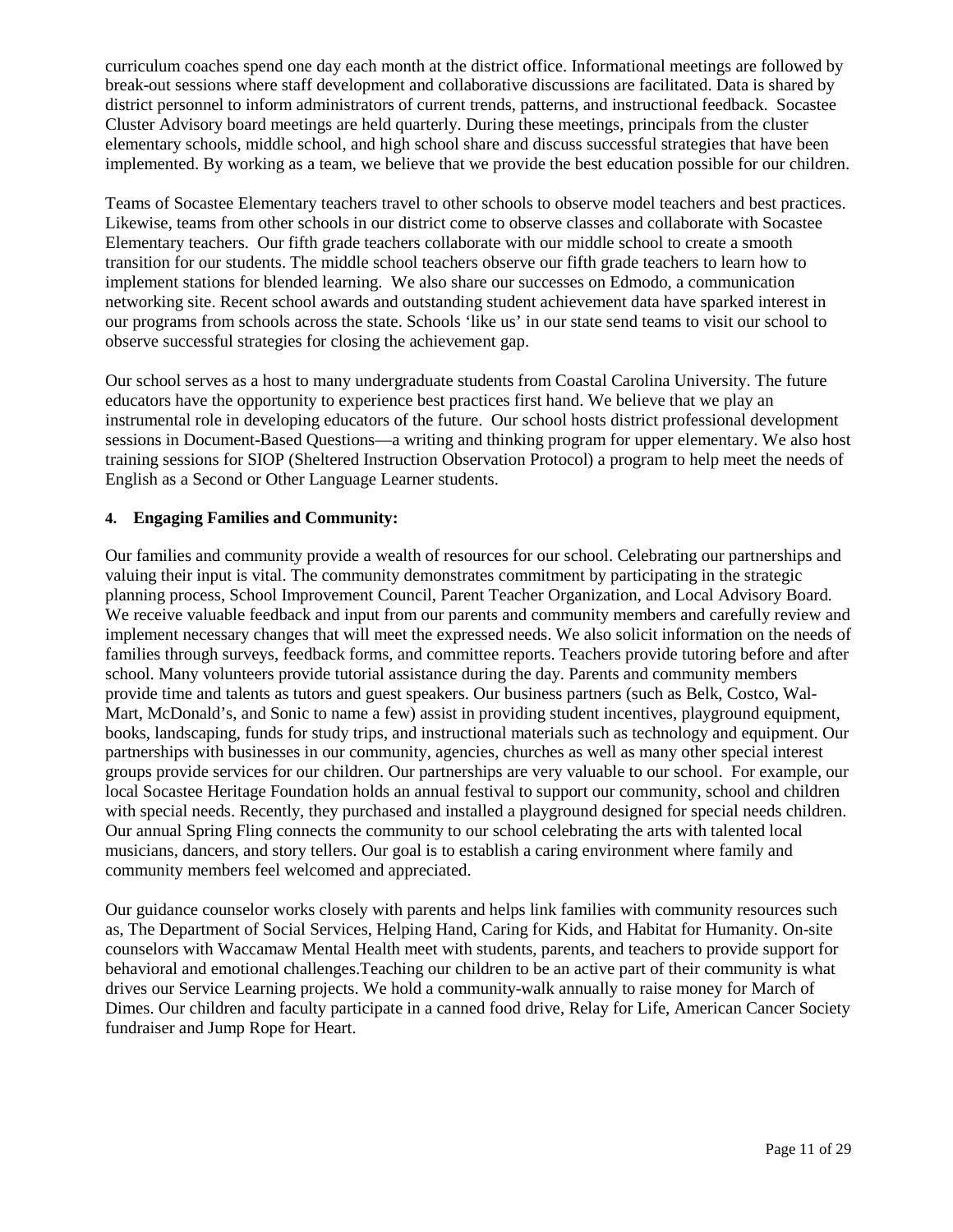curriculum coaches spend one day each month at the district office. Informational meetings are followed by break-out sessions where staff development and collaborative discussions are facilitated. Data is shared by district personnel to inform administrators of current trends, patterns, and instructional feedback. Socastee Cluster Advisory board meetings are held quarterly. During these meetings, principals from the cluster elementary schools, middle school, and high school share and discuss successful strategies that have been implemented. By working as a team, we believe that we provide the best education possible for our children.

Teams of Socastee Elementary teachers travel to other schools to observe model teachers and best practices. Likewise, teams from other schools in our district come to observe classes and collaborate with Socastee Elementary teachers. Our fifth grade teachers collaborate with our middle school to create a smooth transition for our students. The middle school teachers observe our fifth grade teachers to learn how to implement stations for blended learning. We also share our successes on Edmodo, a communication networking site. Recent school awards and outstanding student achievement data have sparked interest in our programs from schools across the state. Schools 'like us' in our state send teams to visit our school to observe successful strategies for closing the achievement gap.

Our school serves as a host to many undergraduate students from Coastal Carolina University. The future educators have the opportunity to experience best practices first hand. We believe that we play an instrumental role in developing educators of the future. Our school hosts district professional development sessions in Document-Based Questions—a writing and thinking program for upper elementary. We also host training sessions for SIOP (Sheltered Instruction Observation Protocol) a program to help meet the needs of English as a Second or Other Language Learner students.

**4. Engaging Families and Community:**

Our families and community provide a wealth of resources for our school. Celebrating our partnerships and valuing their input is vital. The community demonstrates commitment by participating in the strategic planning process, School Improvement Council, Parent Teacher Organization, and Local Advisory Board. We receive valuable feedback and input from our parents and community members and carefully review and implement necessary changes that will meet the expressed needs. We also solicit information on the needs of families through surveys, feedback forms, and committee reports. Teachers provide tutoring before and after school. Many volunteers provide tutorial assistance during the day. Parents and community members provide time and talents as tutors and guest speakers. Our business partners (such as Belk, Costco, Wal-Mart, McDonald's, and Sonic to name a few) assist in providing student incentives, playground equipment, books, landscaping, funds for study trips, and instructional materials such as technology and equipment. Our partnerships with businesses in our community, agencies, churches as well as many other special interest groups provide services for our children. Our partnerships are very valuable to our school. For example, our local Socastee Heritage Foundation holds an annual festival to support our community, school and children with special needs. Recently, they purchased and installed a playground designed for special needs children. Our annual Spring Fling connects the community to our school celebrating the arts with talented local musicians, dancers, and story tellers. Our goal is to establish a caring environment where family and community members feel welcomed and appreciated.

Our guidance counselor works closely with parents and helps link families with community resources such as, The Department of Social Services, Helping Hand, Caring for Kids, and Habitat for Humanity. On-site counselors with Waccamaw Mental Health meet with students, parents, and teachers to provide support for behavioral and emotional challenges.Teaching our children to be an active part of their community is what drives our Service Learning projects. We hold a community-walk annually to raise money for March of Dimes. Our children and faculty participate in a canned food drive, Relay for Life, American Cancer Society fundraiser and Jump Rope for Heart.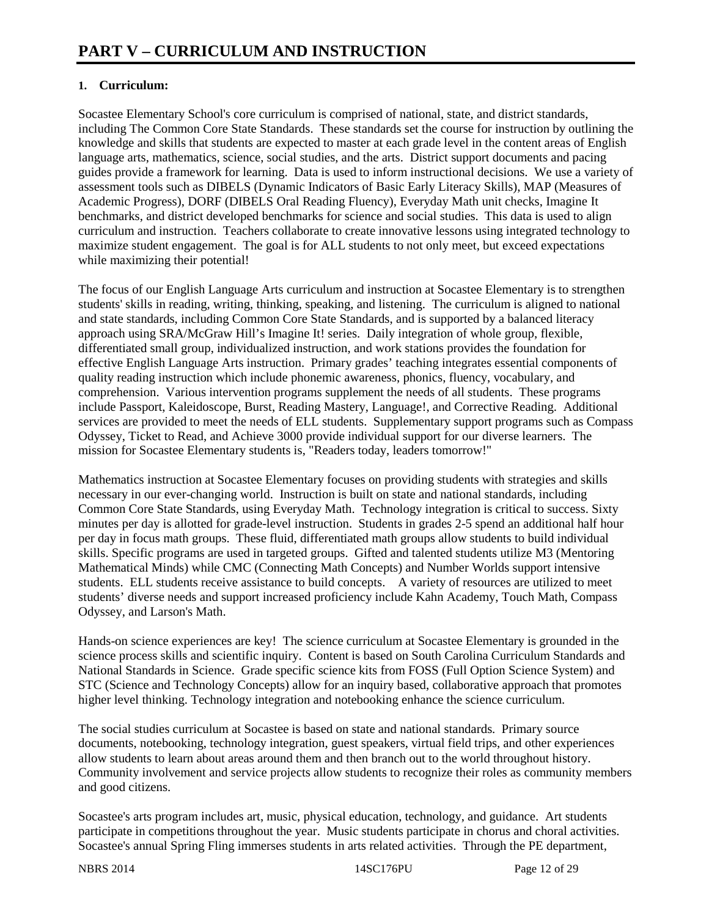# PART V – CURRICULUM AND INSTRUCTION

**1. Curriculum:**

Socastee Elementary School's core curriculum is comprised of national, state, and district standards, including The Common Core State Standards. These standards set the course for instruction by outlining the knowledge and skills that students are expected to master at each grade level in the content areas of English language arts, mathematics, science, social studies, and the arts. District support documents and pacing guides provide a framework for learning. Data is used to inform instructional decisions. We use a variety of assessment tools such as DIBELS (Dynamic Indicators of Basic Early Literacy Skills), MAP (Measures of Academic Progress), DORF (DIBELS Oral Reading Fluency), Everyday Math unit checks, Imagine It benchmarks, and district developed benchmarks for science and social studies. This data is used to align curriculum and instruction. Teachers collaborate to create innovative lessons using integrated technology to maximize student engagement. The goal is for ALL students to not only meet, but exceed expectations while maximizing their potential!

The focus of our English Language Arts curriculum and instruction at Socastee Elementary is to strengthen students' skills in reading, writing, thinking, speaking, and listening. The curriculum is aligned to national and state standards, including Common Core State Standards, and is supported by a balanced literacy approach using SRA/McGraw Hill's Imagine It! series. Daily integration of whole group, flexible, differentiated small group, individualized instruction, and work stations provides the foundation for effective English Language Arts instruction. Primary grades' teaching integrates essential components of quality reading instruction which include phonemic awareness, phonics, fluency, vocabulary, and comprehension. Various intervention programs supplement the needs of all students. These programs include Passport, Kaleidoscope, Burst, Reading Mastery, Language!, and Corrective Reading. Additional services are provided to meet the needs of ELL students. Supplementary support programs such as Compass Odyssey, Ticket to Read, and Achieve 3000 provide individual support for our diverse learners. The mission for Socastee Elementary students is, "Readers today, leaders tomorrow!"

Mathematics instruction at Socastee Elementary focuses on providing students with strategies and skills necessary in our ever-changing world. Instruction is built on state and national standards, including Common Core State Standards, using Everyday Math. Technology integration is critical to success. Sixty minutes per day is allotted for grade-level instruction. Students in grades 2-5 spend an additional half hour per day in focus math groups. These fluid, differentiated math groups allow students to build individual skills. Specific programs are used in targeted groups. Gifted and talented students utilize M3 (Mentoring Mathematical Minds) while CMC (Connecting Math Concepts) and Number Worlds support intensive students. ELL students receive assistance to build concepts. A variety of resources are utilized to meet students' diverse needs and support increased proficiency include Kahn Academy, Touch Math, Compass Odyssey, and Larson's Math.

Hands-on science experiences are key! The science curriculum at Socastee Elementary is grounded in the science process skills and scientific inquiry. Content is based on South Carolina Curriculum Standards and National Standards in Science. Grade specific science kits from FOSS (Full Option Science System) and STC (Science and Technology Concepts) allow for an inquiry based, collaborative approach that promotes higher level thinking. Technology integration and notebooking enhance the science curriculum.

The social studies curriculum at Socastee is based on state and national standards. Primary source documents, notebooking, technology integration, guest speakers, virtual field trips, and other experiences allow students to learn about areas around them and then branch out to the world throughout history. Community involvement and service projects allow students to recognize their roles as community members and good citizens.

Socastee's arts program includes art, music, physical education, technology, and guidance. Art students participate in competitions throughout the year. Music students participate in chorus and choral activities. Socastee's annual Spring Fling immerses students in arts related activities. Through the PE department,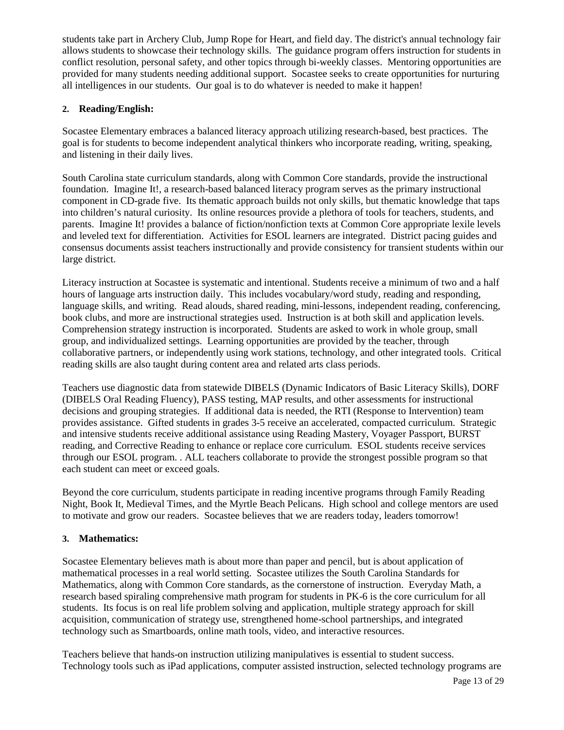students take part in Archery Club, Jump Rope for Heart, and field day. The district's annual technology fair allows students to showcase their technology skills. The guidance program offers instruction for students in conflict resolution, personal safety, and other topics through bi-weekly classes. Mentoring opportunities are provided for many students needing additional support. Socastee seeks to create opportunities for nurturing all intelligences in our students. Our goal is to do whatever is needed to make it happen!

**2. Reading/English:**

Socastee Elementary embraces a balanced literacy approach utilizing research-based, best practices. The goal is for students to become independent analytical thinkers who incorporate reading, writing, speaking, and listening in their daily lives.

South Carolina state curriculum standards, along with Common Core standards, provide the instructional foundation. Imagine It!, a research-based balanced literacy program serves as the primary instructional component in CD-grade five. Its thematic approach builds not only skills, but thematic knowledge that taps into children's natural curiosity. Its online resources provide a plethora of tools for teachers, students, and parents. Imagine It! provides a balance of fiction/nonfiction texts at Common Core appropriate lexile levels and leveled text for differentiation. Activities for ESOL learners are integrated. District pacing guides and consensus documents assist teachers instructionally and provide consistency for transient students within our large district.

Literacy instruction at Socastee is systematic and intentional. Students receive a minimum of two and a half hours of language arts instruction daily. This includes vocabulary/word study, reading and responding, language skills, and writing. Read alouds, shared reading, mini-lessons, independent reading, conferencing, book clubs, and more are instructional strategies used. Instruction is at both skill and application levels. Comprehension strategy instruction is incorporated. Students are asked to work in whole group, small group, and individualized settings. Learning opportunities are provided by the teacher, through collaborative partners, or independently using work stations, technology, and other integrated tools. Critical reading skills are also taught during content area and related arts class periods.

Teachers use diagnostic data from statewide DIBELS (Dynamic Indicators of Basic Literacy Skills), DORF (DIBELS Oral Reading Fluency), PASS testing, MAP results, and other assessments for instructional decisions and grouping strategies. If additional data is needed, the RTI (Response to Intervention) team provides assistance. Gifted students in grades 3-5 receive an accelerated, compacted curriculum. Strategic and intensive students receive additional assistance using Reading Mastery, Voyager Passport, BURST reading, and Corrective Reading to enhance or replace core curriculum. ESOL students receive services through our ESOL program. . ALL teachers collaborate to provide the strongest possible program so that each student can meet or exceed goals.

Beyond the core curriculum, students participate in reading incentive programs through Family Reading Night, Book It, Medieval Times, and the Myrtle Beach Pelicans. High school and college mentors are used to motivate and grow our readers. Socastee believes that we are readers today, leaders tomorrow!

**3. Mathematics:**

Socastee Elementary believes math is about more than paper and pencil, but is about application of mathematical processes in a real world setting. Socastee utilizes the South Carolina Standards for Mathematics, along with Common Core standards, as the cornerstone of instruction. Everyday Math, a research based spiraling comprehensive math program for students in PK-6 is the core curriculum for all students. Its focus is on real life problem solving and application, multiple strategy approach for skill acquisition, communication of strategy use, strengthened home-school partnerships, and integrated technology such as Smartboards, online math tools, video, and interactive resources.

Teachers believe that hands-on instruction utilizing manipulatives is essential to student success. Technology tools such as iPad applications, computer assisted instruction, selected technology programs are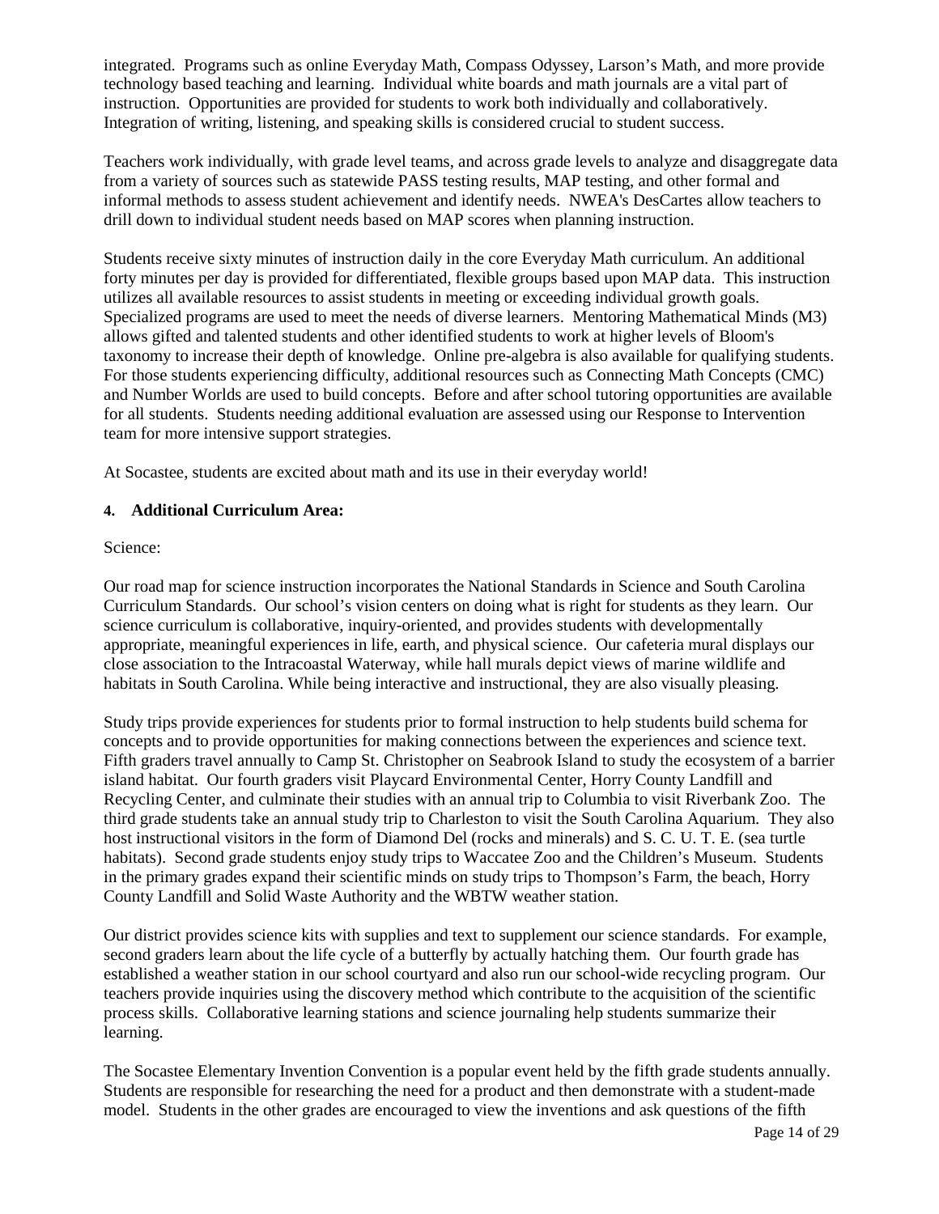integrated. Programs such as online Everyday Math, Compass Odyssey, Larson's Math, and more provide technology based teaching and learning. Individual white boards and math journals are a vital part of instruction. Opportunities are provided for students to work both individually and collaboratively. Integration of writing, listening, and speaking skills is considered crucial to student success.

Teachers work individually, with grade level teams, and across grade levels to analyze and disaggregate data from a variety of sources such as statewide PASS testing results, MAP testing, and other formal and informal methods to assess student achievement and identify needs. NWEA's DesCartes allow teachers to drill down to individual student needs based on MAP scores when planning instruction.

Students receive sixty minutes of instruction daily in the core Everyday Math curriculum. An additional forty minutes per day is provided for differentiated, flexible groups based upon MAP data. This instruction utilizes all available resources to assist students in meeting or exceeding individual growth goals. Specialized programs are used to meet the needs of diverse learners. Mentoring Mathematical Minds (M3) allows gifted and talented students and other identified students to work at higher levels of Bloom's taxonomy to increase their depth of knowledge. Online pre-algebra is also available for qualifying students. For those students experiencing difficulty, additional resources such as Connecting Math Concepts (CMC) and Number Worlds are used to build concepts. Before and after school tutoring opportunities are available for all students. Students needing additional evaluation are assessed using our Response to Intervention team for more intensive support strategies.

At Socastee, students are excited about math and its use in their everyday world!

**4. Additional Curriculum Area:**

Science:

Our road map for science instruction incorporates the National Standards in Science and South Carolina Curriculum Standards. Our school's vision centers on doing what is right for students as they learn. Our science curriculum is collaborative, inquiry-oriented, and provides students with developmentally appropriate, meaningful experiences in life, earth, and physical science. Our cafeteria mural displays our close association to the Intracoastal Waterway, while hall murals depict views of marine wildlife and habitats in South Carolina. While being interactive and instructional, they are also visually pleasing.

Study trips provide experiences for students prior to formal instruction to help students build schema for concepts and to provide opportunities for making connections between the experiences and science text. Fifth graders travel annually to Camp St. Christopher on Seabrook Island to study the ecosystem of a barrier island habitat. Our fourth graders visit Playcard Environmental Center, Horry County Landfill and Recycling Center, and culminate their studies with an annual trip to Columbia to visit Riverbank Zoo. The third grade students take an annual study trip to Charleston to visit the South Carolina Aquarium. They also host instructional visitors in the form of Diamond Del (rocks and minerals) and S. C. U. T. E. (sea turtle habitats). Second grade students enjoy study trips to Waccatee Zoo and the Children's Museum. Students in the primary grades expand their scientific minds on study trips to Thompson's Farm, the beach, Horry County Landfill and Solid Waste Authority and the WBTW weather station.

Our district provides science kits with supplies and text to supplement our science standards. For example, second graders learn about the life cycle of a butterfly by actually hatching them. Our fourth grade has established a weather station in our school courtyard and also run our school-wide recycling program. Our teachers provide inquiries using the discovery method which contribute to the acquisition of the scientific process skills. Collaborative learning stations and science journaling help students summarize their learning.

The Socastee Elementary Invention Convention is a popular event held by the fifth grade students annually. Students are responsible for researching the need for a product and then demonstrate with a student-made model. Students in the other grades are encouraged to view the inventions and ask questions of the fifth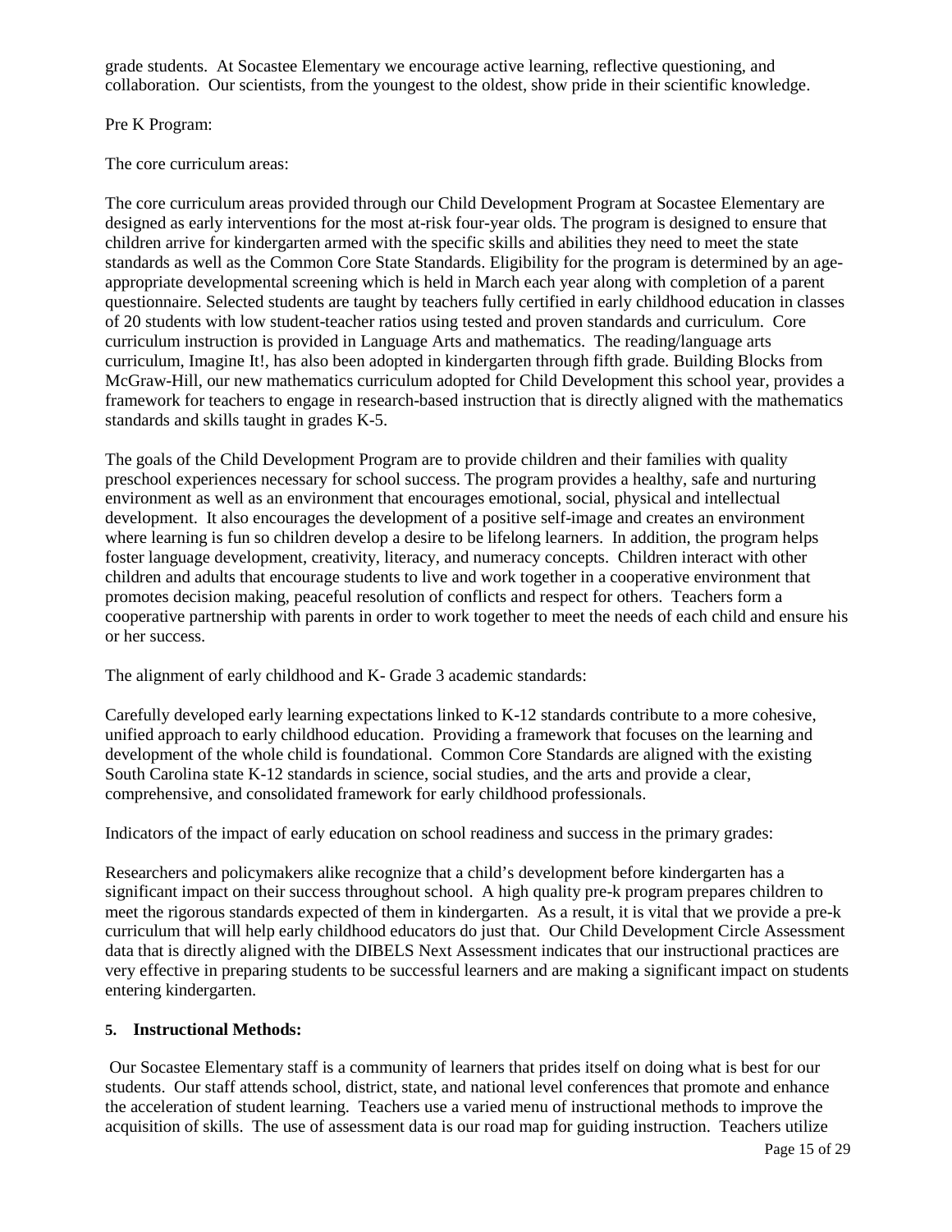grade students. At Socastee Elementary we encourage active learning, reflective questioning, and collaboration. Our scientists, from the youngest to the oldest, show pride in their scientific knowledge.

Pre K Program:

The core curriculum areas:

The core curriculum areas provided through our Child Development Program at Socastee Elementary are designed as early interventions for the most at-risk four-year olds. The program is designed to ensure that children arrive for kindergarten armed with the specific skills and abilities they need to meet the state standards as well as the Common Core State Standards. Eligibility for the program is determined by an age-appropriate developmental screening which is held in March each year along with completion of a parent questionnaire. Selected students are taught by teachers fully certified in early childhood education in classes of 20 students with low student-teacher ratios using tested and proven standards and curriculum. Core curriculum instruction is provided in Language Arts and mathematics. The reading/language arts curriculum, Imagine It!, has also been adopted in kindergarten through fifth grade. Building Blocks from McGraw-Hill, our new mathematics curriculum adopted for Child Development this school year, provides a framework for teachers to engage in research-based instruction that is directly aligned with the mathematics standards and skills taught in grades K-5.

The goals of the Child Development Program are to provide children and their families with quality preschool experiences necessary for school success. The program provides a healthy, safe and nurturing environment as well as an environment that encourages emotional, social, physical and intellectual development. It also encourages the development of a positive self-image and creates an environment where learning is fun so children develop a desire to be lifelong learners. In addition, the program helps foster language development, creativity, literacy, and numeracy concepts. Children interact with other children and adults that encourage students to live and work together in a cooperative environment that promotes decision making, peaceful resolution of conflicts and respect for others. Teachers form a cooperative partnership with parents in order to work together to meet the needs of each child and ensure his or her success.

The alignment of early childhood and K- Grade 3 academic standards:

Carefully developed early learning expectations linked to K-12 standards contribute to a more cohesive, unified approach to early childhood education. Providing a framework that focuses on the learning and development of the whole child is foundational. Common Core Standards are aligned with the existing South Carolina state K-12 standards in science, social studies, and the arts and provide a clear, comprehensive, and consolidated framework for early childhood professionals.

Indicators of the impact of early education on school readiness and success in the primary grades:

Researchers and policymakers alike recognize that a child's development before kindergarten has a significant impact on their success throughout school. A high quality pre-k program prepares children to meet the rigorous standards expected of them in kindergarten. As a result, it is vital that we provide a pre-k curriculum that will help early childhood educators do just that. Our Child Development Circle Assessment data that is directly aligned with the DIBELS Next Assessment indicates that our instructional practices are very effective in preparing students to be successful learners and are making a significant impact on students entering kindergarten.

**5. Instructional Methods:**

Our Socastee Elementary staff is a community of learners that prides itself on doing what is best for our students. Our staff attends school, district, state, and national level conferences that promote and enhance the acceleration of student learning. Teachers use a varied menu of instructional methods to improve the acquisition of skills. The use of assessment data is our road map for guiding instruction. Teachers utilize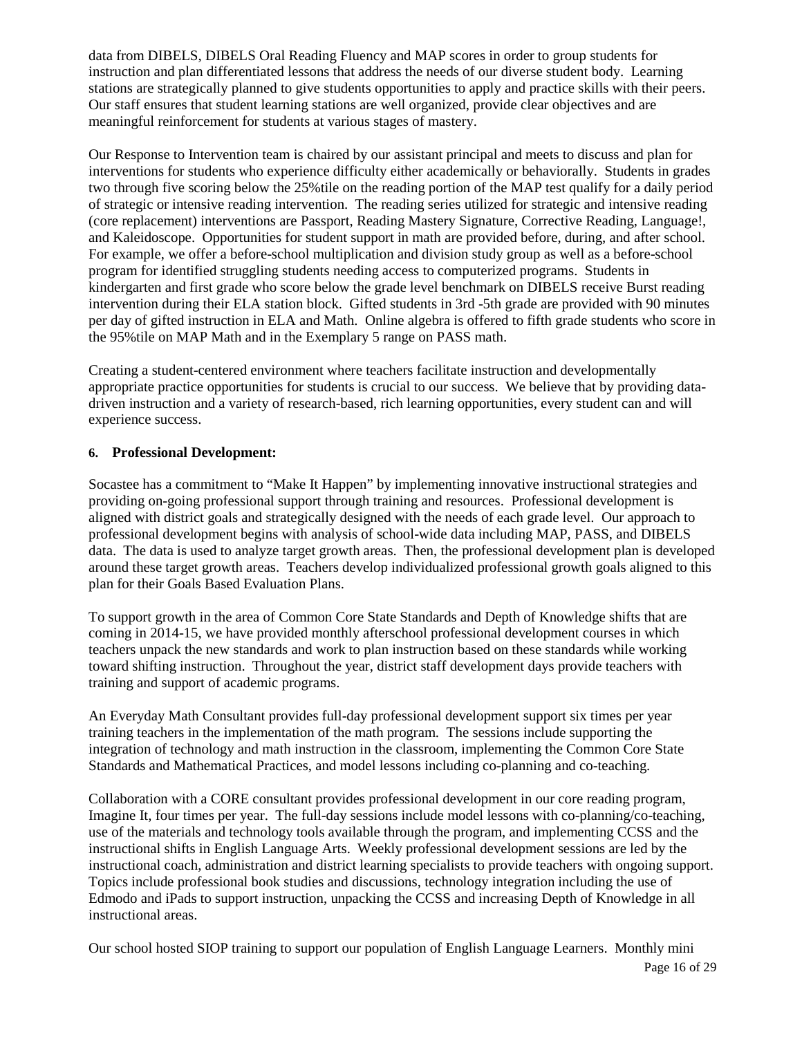data from DIBELS, DIBELS Oral Reading Fluency and MAP scores in order to group students for instruction and plan differentiated lessons that address the needs of our diverse student body. Learning stations are strategically planned to give students opportunities to apply and practice skills with their peers. Our staff ensures that student learning stations are well organized, provide clear objectives and are meaningful reinforcement for students at various stages of mastery.

Our Response to Intervention team is chaired by our assistant principal and meets to discuss and plan for interventions for students who experience difficulty either academically or behaviorally. Students in grades two through five scoring below the 25%tile on the reading portion of the MAP test qualify for a daily period of strategic or intensive reading intervention. The reading series utilized for strategic and intensive reading (core replacement) interventions are Passport, Reading Mastery Signature, Corrective Reading, Language!, and Kaleidoscope. Opportunities for student support in math are provided before, during, and after school. For example, we offer a before-school multiplication and division study group as well as a before-school program for identified struggling students needing access to computerized programs. Students in kindergarten and first grade who score below the grade level benchmark on DIBELS receive Burst reading intervention during their ELA station block. Gifted students in 3rd -5th grade are provided with 90 minutes per day of gifted instruction in ELA and Math. Online algebra is offered to fifth grade students who score in the 95%tile on MAP Math and in the Exemplary 5 range on PASS math.

Creating a student-centered environment where teachers facilitate instruction and developmentally appropriate practice opportunities for students is crucial to our success. We believe that by providing data-driven instruction and a variety of research-based, rich learning opportunities, every student can and will experience success.

**6. Professional Development:**

Socastee has a commitment to "Make It Happen" by implementing innovative instructional strategies and providing on-going professional support through training and resources. Professional development is aligned with district goals and strategically designed with the needs of each grade level. Our approach to professional development begins with analysis of school-wide data including MAP, PASS, and DIBELS data. The data is used to analyze target growth areas. Then, the professional development plan is developed around these target growth areas. Teachers develop individualized professional growth goals aligned to this plan for their Goals Based Evaluation Plans.

To support growth in the area of Common Core State Standards and Depth of Knowledge shifts that are coming in 2014-15, we have provided monthly afterschool professional development courses in which teachers unpack the new standards and work to plan instruction based on these standards while working toward shifting instruction. Throughout the year, district staff development days provide teachers with training and support of academic programs.

An Everyday Math Consultant provides full-day professional development support six times per year training teachers in the implementation of the math program. The sessions include supporting the integration of technology and math instruction in the classroom, implementing the Common Core State Standards and Mathematical Practices, and model lessons including co-planning and co-teaching.

Collaboration with a CORE consultant provides professional development in our core reading program, Imagine It, four times per year. The full-day sessions include model lessons with co-planning/co-teaching, use of the materials and technology tools available through the program, and implementing CCSS and the instructional shifts in English Language Arts. Weekly professional development sessions are led by the instructional coach, administration and district learning specialists to provide teachers with ongoing support. Topics include professional book studies and discussions, technology integration including the use of Edmodo and iPads to support instruction, unpacking the CCSS and increasing Depth of Knowledge in all instructional areas.

Our school hosted SIOP training to support our population of English Language Learners. Monthly mini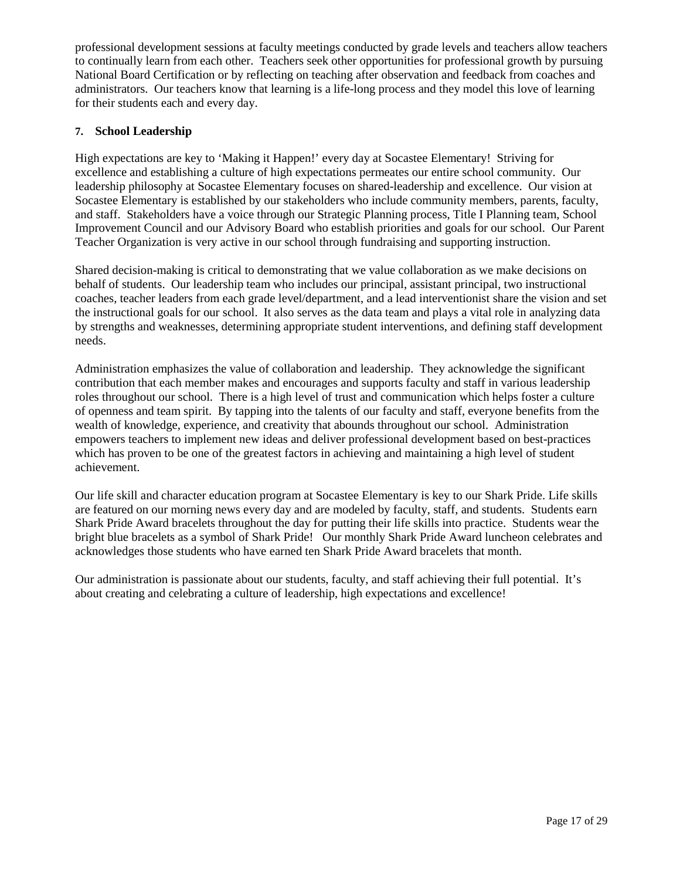professional development sessions at faculty meetings conducted by grade levels and teachers allow teachers to continually learn from each other. Teachers seek other opportunities for professional growth by pursuing National Board Certification or by reflecting on teaching after observation and feedback from coaches and administrators. Our teachers know that learning is a life-long process and they model this love of learning for their students each and every day.

### 7. School Leadership

High expectations are key to 'Making it Happen!' every day at Socastee Elementary! Striving for excellence and establishing a culture of high expectations permeates our entire school community. Our leadership philosophy at Socastee Elementary focuses on shared-leadership and excellence. Our vision at Socastee Elementary is established by our stakeholders who include community members, parents, faculty, and staff. Stakeholders have a voice through our Strategic Planning process, Title I Planning team, School Improvement Council and our Advisory Board who establish priorities and goals for our school. Our Parent Teacher Organization is very active in our school through fundraising and supporting instruction.

Shared decision-making is critical to demonstrating that we value collaboration as we make decisions on behalf of students. Our leadership team who includes our principal, assistant principal, two instructional coaches, teacher leaders from each grade level/department, and a lead interventionist share the vision and set the instructional goals for our school. It also serves as the data team and plays a vital role in analyzing data by strengths and weaknesses, determining appropriate student interventions, and defining staff development needs.

Administration emphasizes the value of collaboration and leadership. They acknowledge the significant contribution that each member makes and encourages and supports faculty and staff in various leadership roles throughout our school. There is a high level of trust and communication which helps foster a culture of openness and team spirit. By tapping into the talents of our faculty and staff, everyone benefits from the wealth of knowledge, experience, and creativity that abounds throughout our school. Administration empowers teachers to implement new ideas and deliver professional development based on best-practices which has proven to be one of the greatest factors in achieving and maintaining a high level of student achievement.

Our life skill and character education program at Socastee Elementary is key to our Shark Pride. Life skills are featured on our morning news every day and are modeled by faculty, staff, and students. Students earn Shark Pride Award bracelets throughout the day for putting their life skills into practice. Students wear the bright blue bracelets as a symbol of Shark Pride! Our monthly Shark Pride Award luncheon celebrates and acknowledges those students who have earned ten Shark Pride Award bracelets that month.

Our administration is passionate about our students, faculty, and staff achieving their full potential. It's about creating and celebrating a culture of leadership, high expectations and excellence!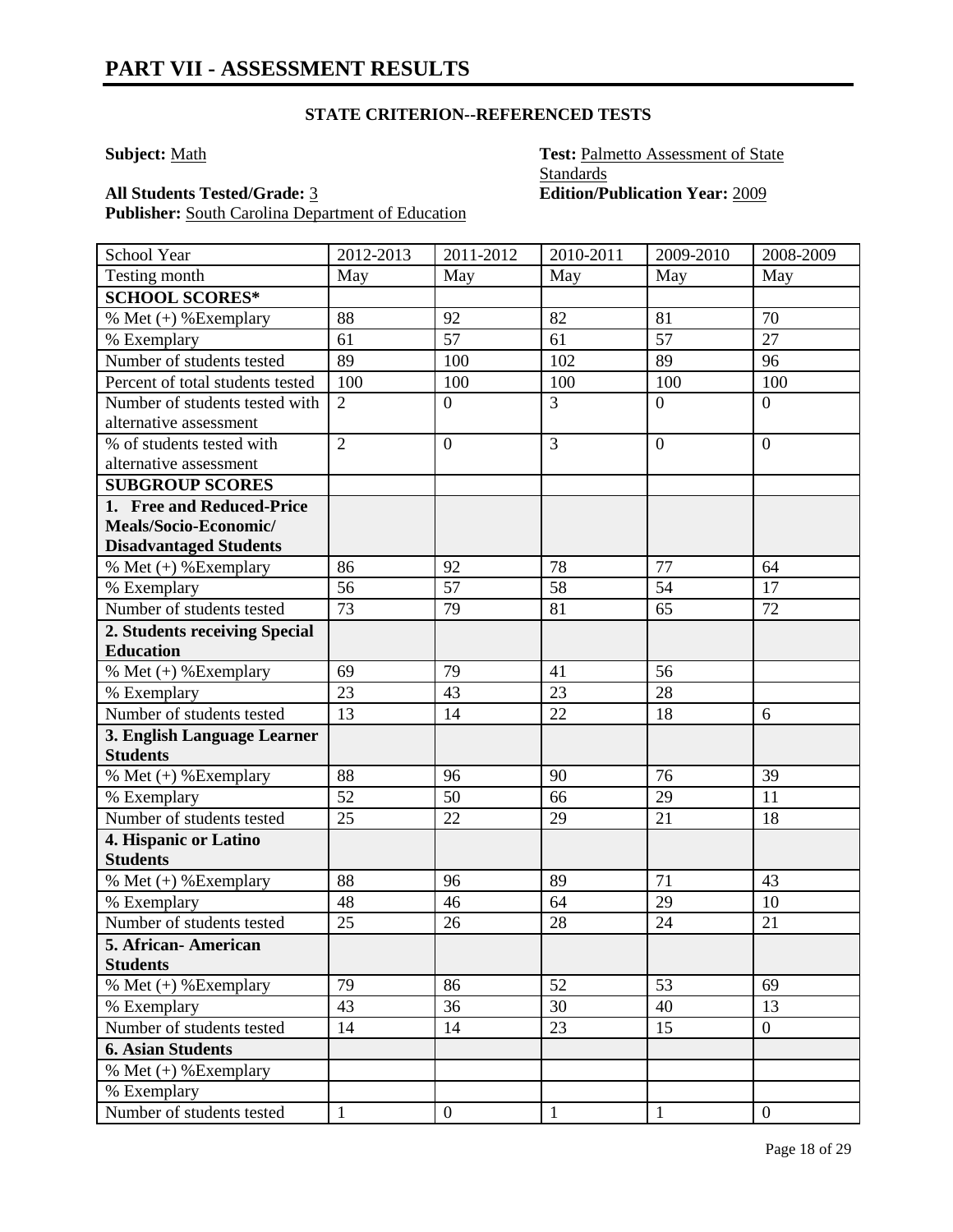# PART VII - ASSESSMENT RESULTS

### STATE CRITERION--REFERENCED TESTS

**Subject:** Math

**Test:** Palmetto Assessment of State Standards

**All Students Tested/Grade:** 3

**Edition/Publication Year:** 2009

**Publisher:** South Carolina Department of Education

| School Year | 2012-2013 | 2011-2012 | 2010-2011 | 2009-2010 | 2008-2009 |
|---|---|---|---|---|---|
| Testing month | May | May | May | May | May |
| **SCHOOL SCORES*** | | | | | |
| % Met (+) %Exemplary | 88 | 92 | 82 | 81 | 70 |
| % Exemplary | 61 | 57 | 61 | 57 | 27 |
| Number of students tested | 89 | 100 | 102 | 89 | 96 |
| Percent of total students tested | 100 | 100 | 100 | 100 | 100 |
| Number of students tested with alternative assessment | 2 | 0 | 3 | 0 | 0 |
| % of students tested with alternative assessment | 2 | 0 | 3 | 0 | 0 |
| **SUBGROUP SCORES** | | | | | |
| **1. Free and Reduced-Price Meals/Socio-Economic/ Disadvantaged Students** | | | | | |
| % Met (+) %Exemplary | 86 | 92 | 78 | 77 | 64 |
| % Exemplary | 56 | 57 | 58 | 54 | 17 |
| Number of students tested | 73 | 79 | 81 | 65 | 72 |
| **2. Students receiving Special Education** | | | | | |
| % Met (+) %Exemplary | 69 | 79 | 41 | 56 | |
| % Exemplary | 23 | 43 | 23 | 28 | |
| Number of students tested | 13 | 14 | 22 | 18 | 6 |
| **3. English Language Learner Students** | | | | | |
| % Met (+) %Exemplary | 88 | 96 | 90 | 76 | 39 |
| % Exemplary | 52 | 50 | 66 | 29 | 11 |
| Number of students tested | 25 | 22 | 29 | 21 | 18 |
| **4. Hispanic or Latino Students** | | | | | |
| % Met (+) %Exemplary | 88 | 96 | 89 | 71 | 43 |
| % Exemplary | 48 | 46 | 64 | 29 | 10 |
| Number of students tested | 25 | 26 | 28 | 24 | 21 |
| **5. African- American Students** | | | | | |
| % Met (+) %Exemplary | 79 | 86 | 52 | 53 | 69 |
| % Exemplary | 43 | 36 | 30 | 40 | 13 |
| Number of students tested | 14 | 14 | 23 | 15 | 0 |
| **6. Asian Students** | | | | | |
| % Met (+) %Exemplary | | | | | |
| % Exemplary | | | | | |
| Number of students tested | 1 | 0 | 1 | 1 | 0 |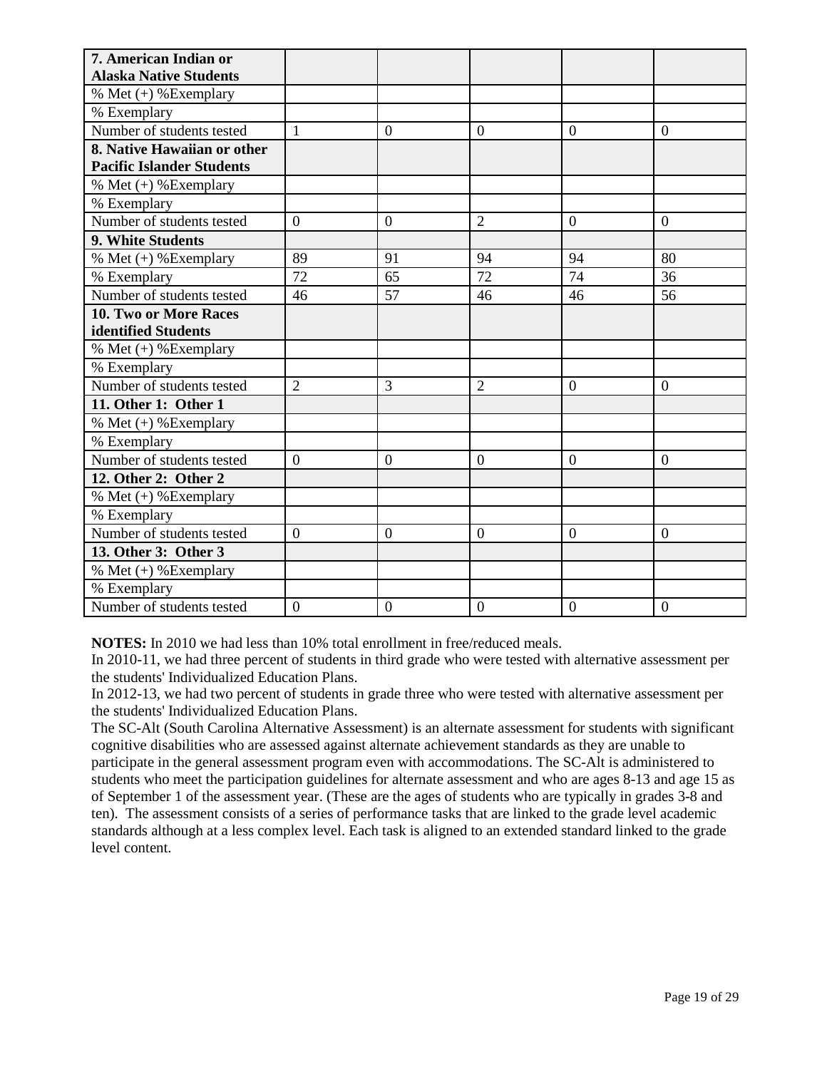| 7. American Indian or Alaska Native Students | | | | | |
|---|---|---|---|---|---|
| % Met (+) %Exemplary | | | | | |
| % Exemplary | | | | | |
| Number of students tested | 1 | 0 | 0 | 0 | 0 |
| **8. Native Hawaiian or other Pacific Islander Students** | | | | | |
| % Met (+) %Exemplary | | | | | |
| % Exemplary | | | | | |
| Number of students tested | 0 | 0 | 2 | 0 | 0 |
| **9. White Students** | | | | | |
| % Met (+) %Exemplary | 89 | 91 | 94 | 94 | 80 |
| % Exemplary | 72 | 65 | 72 | 74 | 36 |
| Number of students tested | 46 | 57 | 46 | 46 | 56 |
| **10. Two or More Races identified Students** | | | | | |
| % Met (+) %Exemplary | | | | | |
| % Exemplary | | | | | |
| Number of students tested | 2 | 3 | 2 | 0 | 0 |
| **11. Other 1: Other 1** | | | | | |
| % Met (+) %Exemplary | | | | | |
| % Exemplary | | | | | |
| Number of students tested | 0 | 0 | 0 | 0 | 0 |
| **12. Other 2: Other 2** | | | | | |
| % Met (+) %Exemplary | | | | | |
| % Exemplary | | | | | |
| Number of students tested | 0 | 0 | 0 | 0 | 0 |
| **13. Other 3: Other 3** | | | | | |
| % Met (+) %Exemplary | | | | | |
| % Exemplary | | | | | |
| Number of students tested | 0 | 0 | 0 | 0 | 0 |

**NOTES:** In 2010 we had less than 10% total enrollment in free/reduced meals.
In 2010-11, we had three percent of students in third grade who were tested with alternative assessment per the students' Individualized Education Plans.
In 2012-13, we had two percent of students in grade three who were tested with alternative assessment per the students' Individualized Education Plans.
The SC-Alt (South Carolina Alternative Assessment) is an alternate assessment for students with significant cognitive disabilities who are assessed against alternate achievement standards as they are unable to participate in the general assessment program even with accommodations. The SC-Alt is administered to students who meet the participation guidelines for alternate assessment and who are ages 8-13 and age 15 as of September 1 of the assessment year. (These are the ages of students who are typically in grades 3-8 and ten). The assessment consists of a series of performance tasks that are linked to the grade level academic standards although at a less complex level. Each task is aligned to an extended standard linked to the grade level content.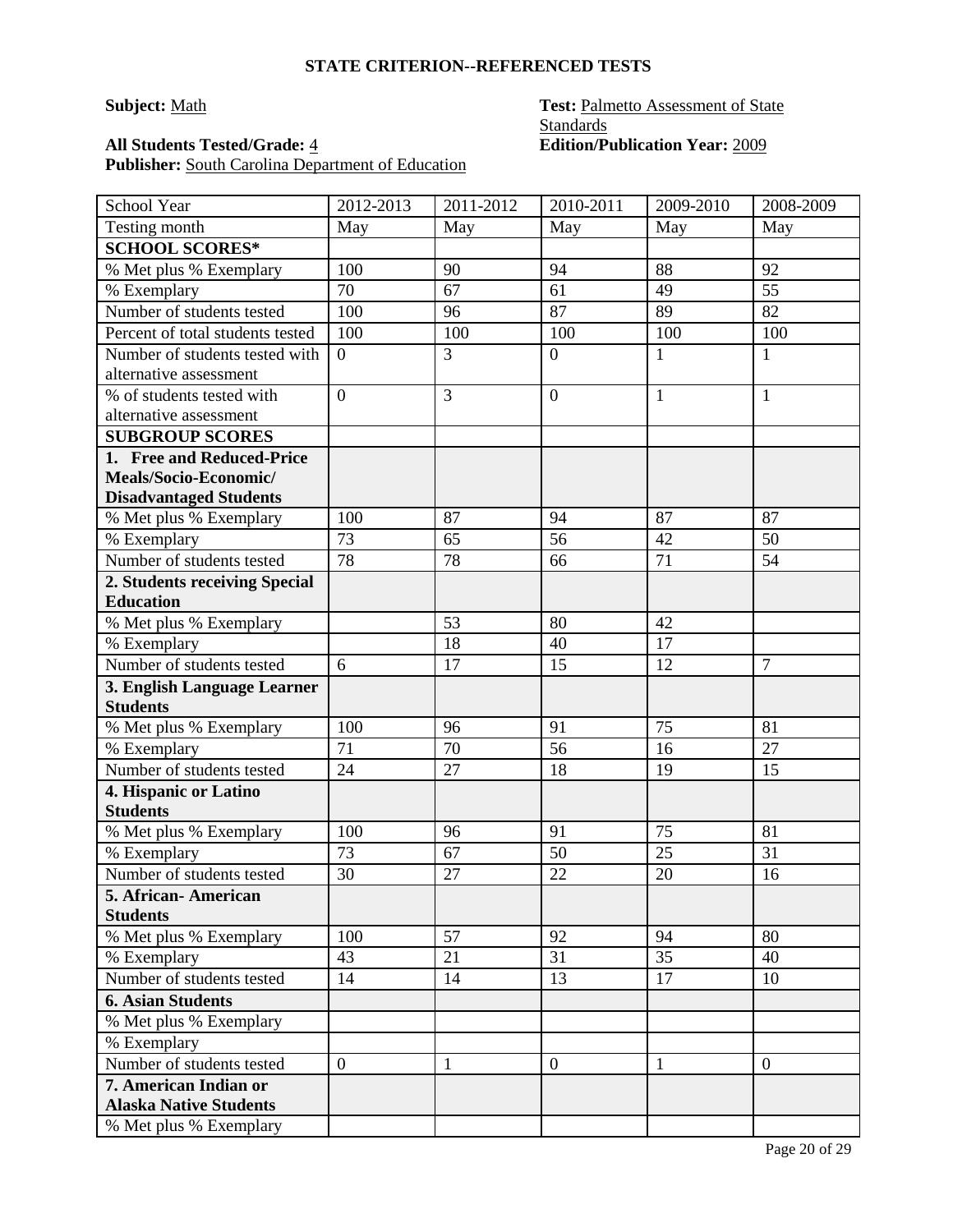## STATE CRITERION--REFERENCED TESTS

**Subject:** Math

**Test:** Palmetto Assessment of State Standards

**All Students Tested/Grade:** 4

**Edition/Publication Year:** 2009

**Publisher:** South Carolina Department of Education

| School Year | 2012-2013 | 2011-2012 | 2010-2011 | 2009-2010 | 2008-2009 |
|---|---|---|---|---|---|
| Testing month | May | May | May | May | May |
| **SCHOOL SCORES*** | | | | | |
| % Met plus % Exemplary | 100 | 90 | 94 | 88 | 92 |
| % Exemplary | 70 | 67 | 61 | 49 | 55 |
| Number of students tested | 100 | 96 | 87 | 89 | 82 |
| Percent of total students tested | 100 | 100 | 100 | 100 | 100 |
| Number of students tested with alternative assessment | 0 | 3 | 0 | 1 | 1 |
| % of students tested with alternative assessment | 0 | 3 | 0 | 1 | 1 |
| **SUBGROUP SCORES** | | | | | |
| **1. Free and Reduced-Price Meals/Socio-Economic/ Disadvantaged Students** | | | | | |
| % Met plus % Exemplary | 100 | 87 | 94 | 87 | 87 |
| % Exemplary | 73 | 65 | 56 | 42 | 50 |
| Number of students tested | 78 | 78 | 66 | 71 | 54 |
| **2. Students receiving Special Education** | | | | | |
| % Met plus % Exemplary | | 53 | 80 | 42 | |
| % Exemplary | | 18 | 40 | 17 | |
| Number of students tested | 6 | 17 | 15 | 12 | 7 |
| **3. English Language Learner Students** | | | | | |
| % Met plus % Exemplary | 100 | 96 | 91 | 75 | 81 |
| % Exemplary | 71 | 70 | 56 | 16 | 27 |
| Number of students tested | 24 | 27 | 18 | 19 | 15 |
| **4. Hispanic or Latino Students** | | | | | |
| % Met plus % Exemplary | 100 | 96 | 91 | 75 | 81 |
| % Exemplary | 73 | 67 | 50 | 25 | 31 |
| Number of students tested | 30 | 27 | 22 | 20 | 16 |
| **5. African- American Students** | | | | | |
| % Met plus % Exemplary | 100 | 57 | 92 | 94 | 80 |
| % Exemplary | 43 | 21 | 31 | 35 | 40 |
| Number of students tested | 14 | 14 | 13 | 17 | 10 |
| **6. Asian Students** | | | | | |
| % Met plus % Exemplary | | | | | |
| % Exemplary | | | | | |
| Number of students tested | 0 | 1 | 0 | 1 | 0 |
| **7. American Indian or Alaska Native Students** | | | | | |
| % Met plus % Exemplary | | | | | |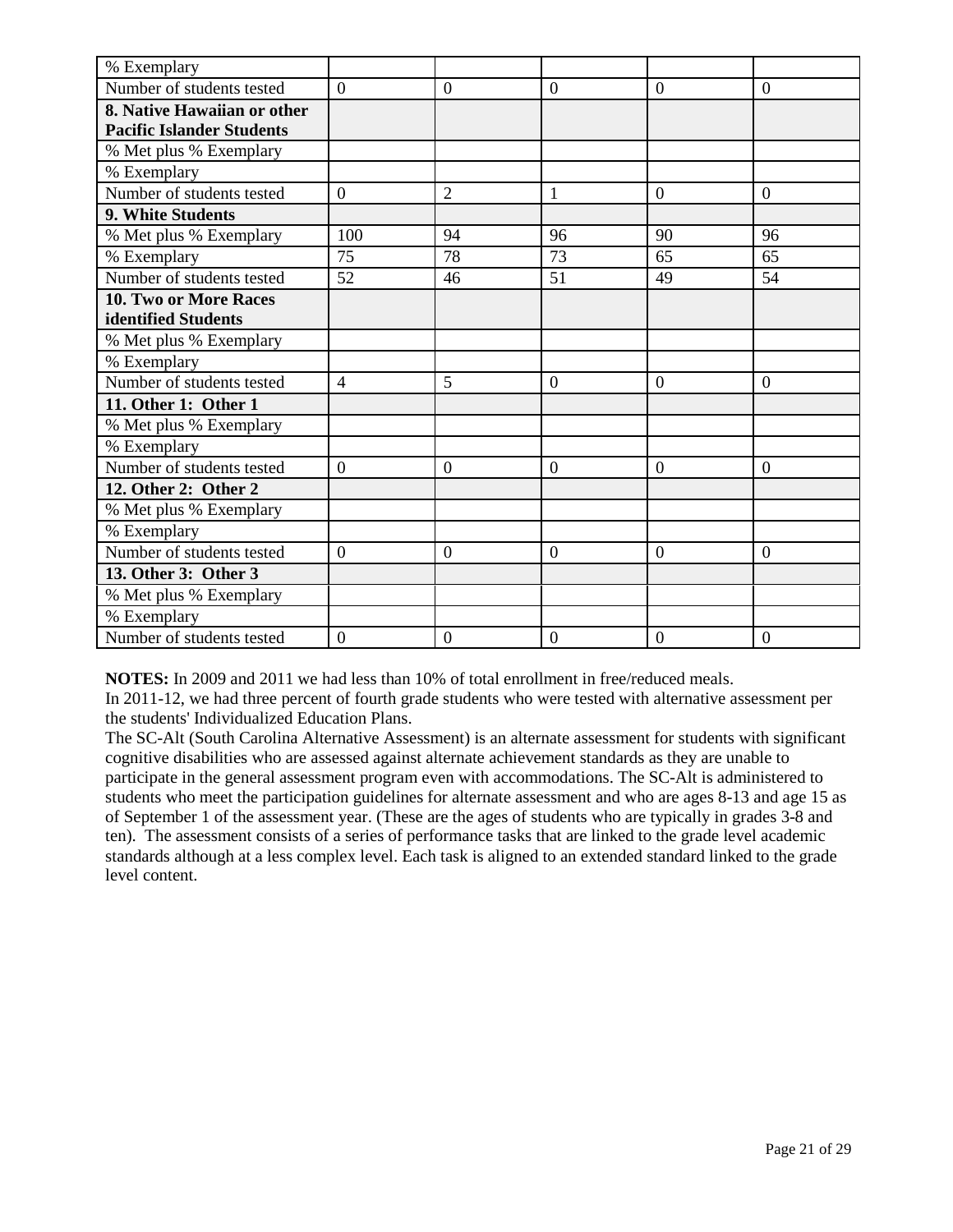| % Exemplary | | | | | |
|---|---|---|---|---|---|
| Number of students tested | 0 | 0 | 0 | 0 | 0 |
| **8. Native Hawaiian or other Pacific Islander Students** | | | | | |
| % Met plus % Exemplary | | | | | |
| % Exemplary | | | | | |
| Number of students tested | 0 | 2 | 1 | 0 | 0 |
| **9. White Students** | | | | | |
| % Met plus % Exemplary | 100 | 94 | 96 | 90 | 96 |
| % Exemplary | 75 | 78 | 73 | 65 | 65 |
| Number of students tested | 52 | 46 | 51 | 49 | 54 |
| **10. Two or More Races identified Students** | | | | | |
| % Met plus % Exemplary | | | | | |
| % Exemplary | | | | | |
| Number of students tested | 4 | 5 | 0 | 0 | 0 |
| **11. Other 1: Other 1** | | | | | |
| % Met plus % Exemplary | | | | | |
| % Exemplary | | | | | |
| Number of students tested | 0 | 0 | 0 | 0 | 0 |
| **12. Other 2: Other 2** | | | | | |
| % Met plus % Exemplary | | | | | |
| % Exemplary | | | | | |
| Number of students tested | 0 | 0 | 0 | 0 | 0 |
| **13. Other 3: Other 3** | | | | | |
| % Met plus % Exemplary | | | | | |
| % Exemplary | | | | | |
| Number of students tested | 0 | 0 | 0 | 0 | 0 |

**NOTES:** In 2009 and 2011 we had less than 10% of total enrollment in free/reduced meals.
In 2011-12, we had three percent of fourth grade students who were tested with alternative assessment per the students' Individualized Education Plans.
The SC-Alt (South Carolina Alternative Assessment) is an alternate assessment for students with significant cognitive disabilities who are assessed against alternate achievement standards as they are unable to participate in the general assessment program even with accommodations. The SC-Alt is administered to students who meet the participation guidelines for alternate assessment and who are ages 8-13 and age 15 as of September 1 of the assessment year. (These are the ages of students who are typically in grades 3-8 and ten). The assessment consists of a series of performance tasks that are linked to the grade level academic standards although at a less complex level. Each task is aligned to an extended standard linked to the grade level content.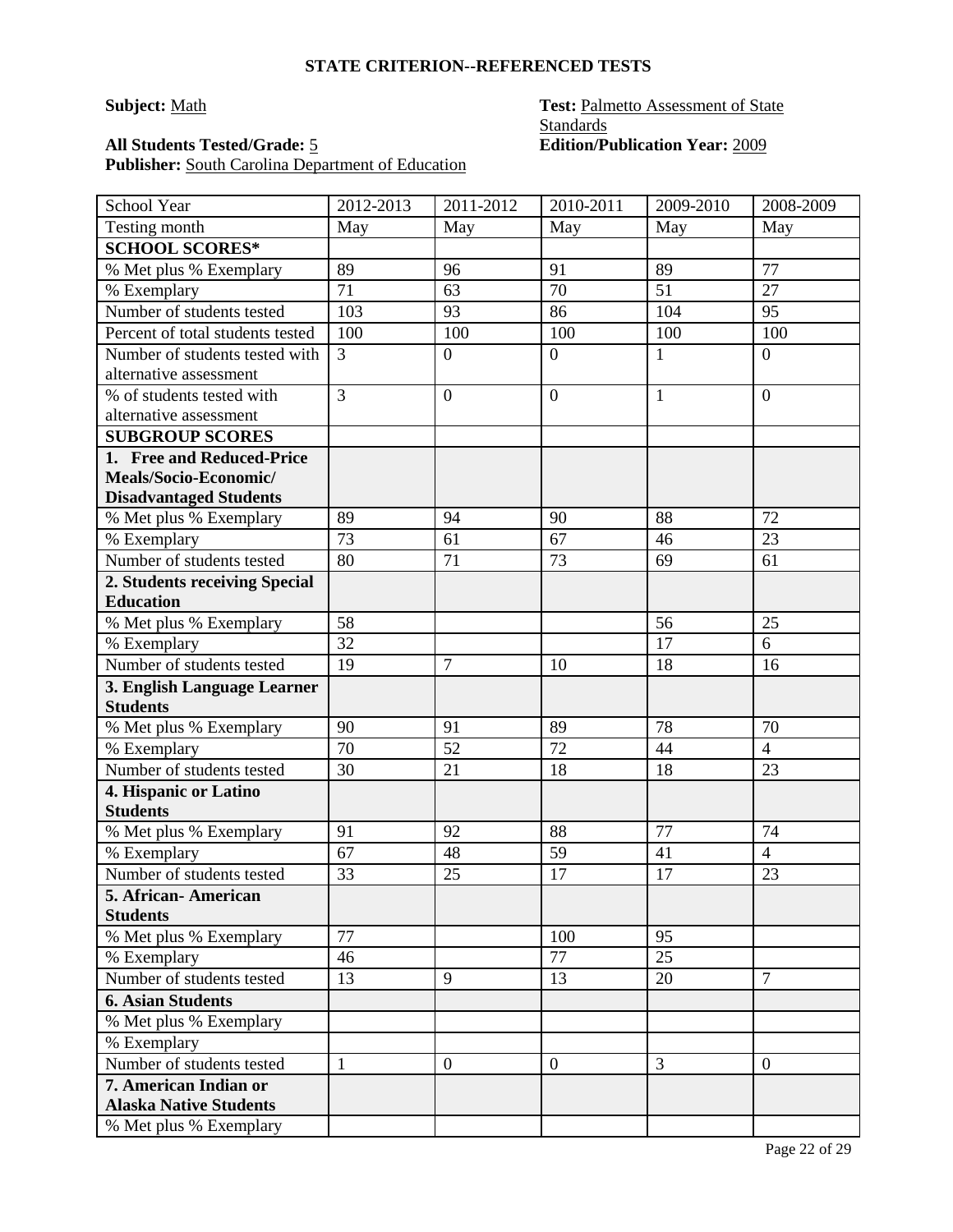### STATE CRITERION--REFERENCED TESTS

**Subject:** Math

**Test:** Palmetto Assessment of State Standards

**All Students Tested/Grade:** 5

**Edition/Publication Year:** 2009

**Publisher:** South Carolina Department of Education

| School Year | 2012-2013 | 2011-2012 | 2010-2011 | 2009-2010 | 2008-2009 |
|---|---|---|---|---|---|
| Testing month | May | May | May | May | May |
| **SCHOOL SCORES*** | | | | | |
| % Met plus % Exemplary | 89 | 96 | 91 | 89 | 77 |
| % Exemplary | 71 | 63 | 70 | 51 | 27 |
| Number of students tested | 103 | 93 | 86 | 104 | 95 |
| Percent of total students tested | 100 | 100 | 100 | 100 | 100 |
| Number of students tested with alternative assessment | 3 | 0 | 0 | 1 | 0 |
| % of students tested with alternative assessment | 3 | 0 | 0 | 1 | 0 |
| **SUBGROUP SCORES** | | | | | |
| **1. Free and Reduced-Price Meals/Socio-Economic/ Disadvantaged Students** | | | | | |
| % Met plus % Exemplary | 89 | 94 | 90 | 88 | 72 |
| % Exemplary | 73 | 61 | 67 | 46 | 23 |
| Number of students tested | 80 | 71 | 73 | 69 | 61 |
| **2. Students receiving Special Education** | | | | | |
| % Met plus % Exemplary | 58 | | | 56 | 25 |
| % Exemplary | 32 | | | 17 | 6 |
| Number of students tested | 19 | 7 | 10 | 18 | 16 |
| **3. English Language Learner Students** | | | | | |
| % Met plus % Exemplary | 90 | 91 | 89 | 78 | 70 |
| % Exemplary | 70 | 52 | 72 | 44 | 4 |
| Number of students tested | 30 | 21 | 18 | 18 | 23 |
| **4. Hispanic or Latino Students** | | | | | |
| % Met plus % Exemplary | 91 | 92 | 88 | 77 | 74 |
| % Exemplary | 67 | 48 | 59 | 41 | 4 |
| Number of students tested | 33 | 25 | 17 | 17 | 23 |
| **5. African- American Students** | | | | | |
| % Met plus % Exemplary | 77 | | 100 | 95 | |
| % Exemplary | 46 | | 77 | 25 | |
| Number of students tested | 13 | 9 | 13 | 20 | 7 |
| **6. Asian Students** | | | | | |
| % Met plus % Exemplary | | | | | |
| % Exemplary | | | | | |
| Number of students tested | 1 | 0 | 0 | 3 | 0 |
| **7. American Indian or Alaska Native Students** | | | | | |
| % Met plus % Exemplary | | | | | |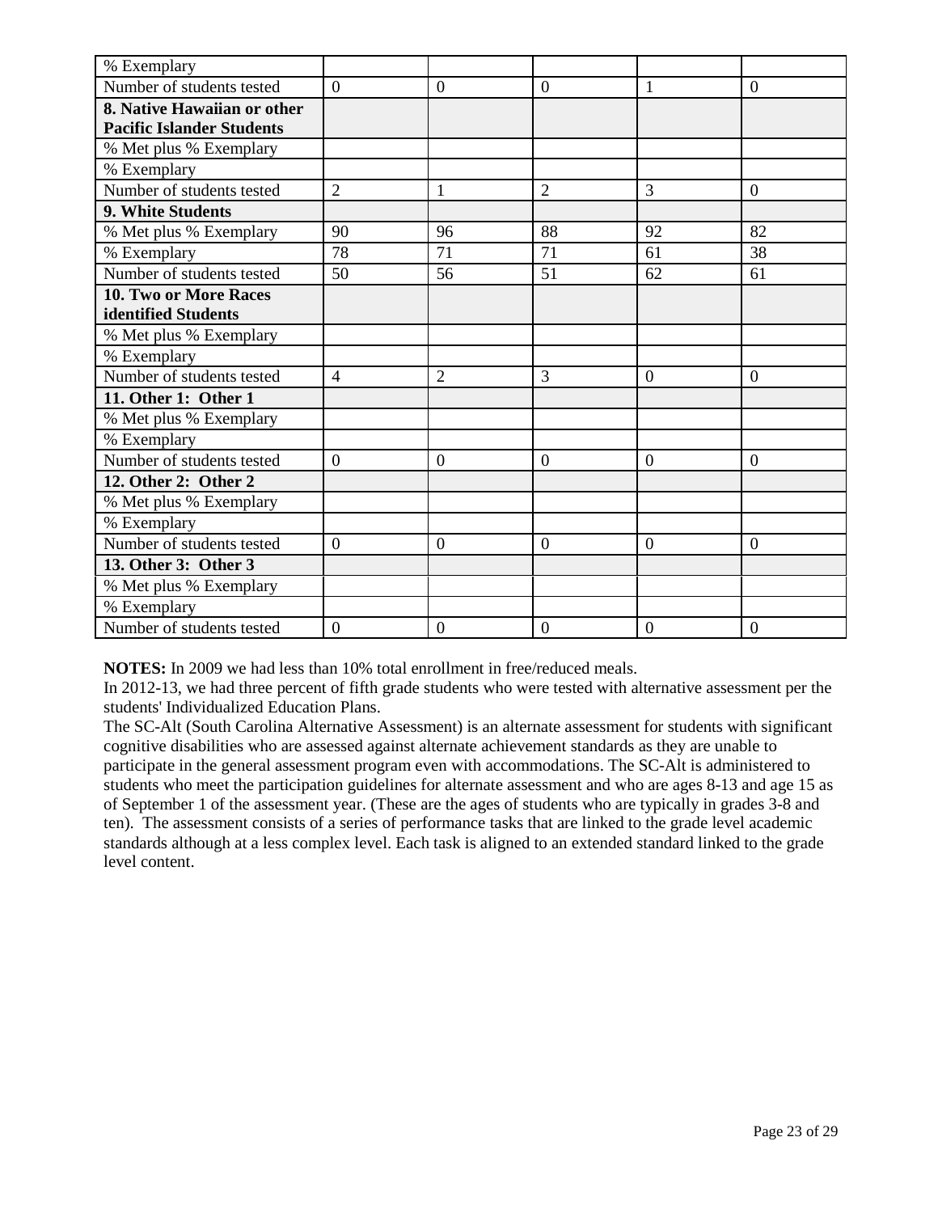| | | | | | |
|---|---|---|---|---|---|
| % Exemplary | | | | | |
| Number of students tested | 0 | 0 | 0 | 1 | 0 |
| **8. Native Hawaiian or other Pacific Islander Students** | | | | | |
| % Met plus % Exemplary | | | | | |
| % Exemplary | | | | | |
| Number of students tested | 2 | 1 | 2 | 3 | 0 |
| **9. White Students** | | | | | |
| % Met plus % Exemplary | 90 | 96 | 88 | 92 | 82 |
| % Exemplary | 78 | 71 | 71 | 61 | 38 |
| Number of students tested | 50 | 56 | 51 | 62 | 61 |
| **10. Two or More Races identified Students** | | | | | |
| % Met plus % Exemplary | | | | | |
| % Exemplary | | | | | |
| Number of students tested | 4 | 2 | 3 | 0 | 0 |
| **11. Other 1: Other 1** | | | | | |
| % Met plus % Exemplary | | | | | |
| % Exemplary | | | | | |
| Number of students tested | 0 | 0 | 0 | 0 | 0 |
| **12. Other 2: Other 2** | | | | | |
| % Met plus % Exemplary | | | | | |
| % Exemplary | | | | | |
| Number of students tested | 0 | 0 | 0 | 0 | 0 |
| **13. Other 3: Other 3** | | | | | |
| % Met plus % Exemplary | | | | | |
| % Exemplary | | | | | |
| Number of students tested | 0 | 0 | 0 | 0 | 0 |

**NOTES:** In 2009 we had less than 10% total enrollment in free/reduced meals.
In 2012-13, we had three percent of fifth grade students who were tested with alternative assessment per the students' Individualized Education Plans.
The SC-Alt (South Carolina Alternative Assessment) is an alternate assessment for students with significant cognitive disabilities who are assessed against alternate achievement standards as they are unable to participate in the general assessment program even with accommodations. The SC-Alt is administered to students who meet the participation guidelines for alternate assessment and who are ages 8-13 and age 15 as of September 1 of the assessment year. (These are the ages of students who are typically in grades 3-8 and ten). The assessment consists of a series of performance tasks that are linked to the grade level academic standards although at a less complex level. Each task is aligned to an extended standard linked to the grade level content.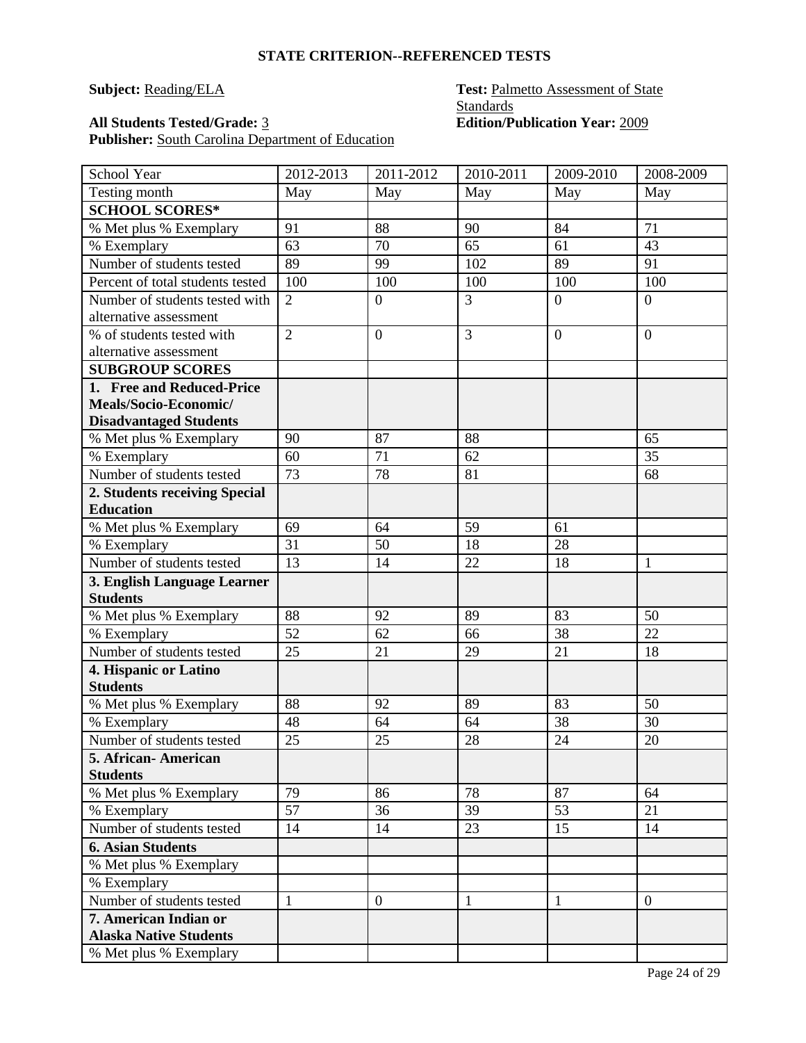**STATE CRITERION--REFERENCED TESTS**

**Subject:** Reading/ELA

**Test:** Palmetto Assessment of State Standards

**All Students Tested/Grade:** 3

**Edition/Publication Year:** 2009

**Publisher:** South Carolina Department of Education

| School Year | 2012-2013 | 2011-2012 | 2010-2011 | 2009-2010 | 2008-2009 |
|---|---|---|---|---|---|
| Testing month | May | May | May | May | May |
| **SCHOOL SCORES*** | | | | | |
| % Met plus % Exemplary | 91 | 88 | 90 | 84 | 71 |
| % Exemplary | 63 | 70 | 65 | 61 | 43 |
| Number of students tested | 89 | 99 | 102 | 89 | 91 |
| Percent of total students tested | 100 | 100 | 100 | 100 | 100 |
| Number of students tested with alternative assessment | 2 | 0 | 3 | 0 | 0 |
| % of students tested with alternative assessment | 2 | 0 | 3 | 0 | 0 |
| **SUBGROUP SCORES** | | | | | |
| **1. Free and Reduced-Price Meals/Socio-Economic/ Disadvantaged Students** | | | | | |
| % Met plus % Exemplary | 90 | 87 | 88 | | 65 |
| % Exemplary | 60 | 71 | 62 | | 35 |
| Number of students tested | 73 | 78 | 81 | | 68 |
| **2. Students receiving Special Education** | | | | | |
| % Met plus % Exemplary | 69 | 64 | 59 | 61 | |
| % Exemplary | 31 | 50 | 18 | 28 | |
| Number of students tested | 13 | 14 | 22 | 18 | 1 |
| **3. English Language Learner Students** | | | | | |
| % Met plus % Exemplary | 88 | 92 | 89 | 83 | 50 |
| % Exemplary | 52 | 62 | 66 | 38 | 22 |
| Number of students tested | 25 | 21 | 29 | 21 | 18 |
| **4. Hispanic or Latino Students** | | | | | |
| % Met plus % Exemplary | 88 | 92 | 89 | 83 | 50 |
| % Exemplary | 48 | 64 | 64 | 38 | 30 |
| Number of students tested | 25 | 25 | 28 | 24 | 20 |
| **5. African- American Students** | | | | | |
| % Met plus % Exemplary | 79 | 86 | 78 | 87 | 64 |
| % Exemplary | 57 | 36 | 39 | 53 | 21 |
| Number of students tested | 14 | 14 | 23 | 15 | 14 |
| **6. Asian Students** | | | | | |
| % Met plus % Exemplary | | | | | |
| % Exemplary | | | | | |
| Number of students tested | 1 | 0 | 1 | 1 | 0 |
| **7. American Indian or Alaska Native Students** | | | | | |
| % Met plus % Exemplary | | | | | |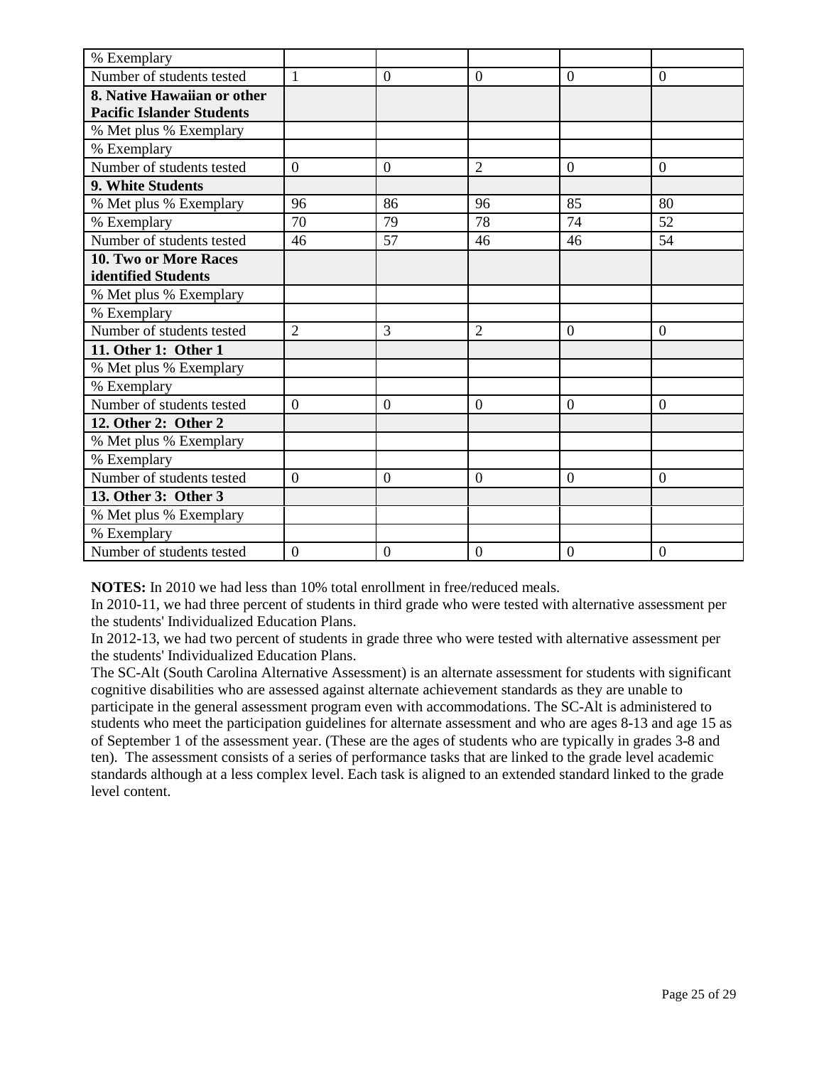| % Exemplary | | | | | |
|---|---|---|---|---|---|
| Number of students tested | 1 | 0 | 0 | 0 | 0 |
| **8. Native Hawaiian or other Pacific Islander Students** | | | | | |
| % Met plus % Exemplary | | | | | |
| % Exemplary | | | | | |
| Number of students tested | 0 | 0 | 2 | 0 | 0 |
| **9. White Students** | | | | | |
| % Met plus % Exemplary | 96 | 86 | 96 | 85 | 80 |
| % Exemplary | 70 | 79 | 78 | 74 | 52 |
| Number of students tested | 46 | 57 | 46 | 46 | 54 |
| **10. Two or More Races identified Students** | | | | | |
| % Met plus % Exemplary | | | | | |
| % Exemplary | | | | | |
| Number of students tested | 2 | 3 | 2 | 0 | 0 |
| **11. Other 1: Other 1** | | | | | |
| % Met plus % Exemplary | | | | | |
| % Exemplary | | | | | |
| Number of students tested | 0 | 0 | 0 | 0 | 0 |
| **12. Other 2: Other 2** | | | | | |
| % Met plus % Exemplary | | | | | |
| % Exemplary | | | | | |
| Number of students tested | 0 | 0 | 0 | 0 | 0 |
| **13. Other 3: Other 3** | | | | | |
| % Met plus % Exemplary | | | | | |
| % Exemplary | | | | | |
| Number of students tested | 0 | 0 | 0 | 0 | 0 |

**NOTES:** In 2010 we had less than 10% total enrollment in free/reduced meals.
In 2010-11, we had three percent of students in third grade who were tested with alternative assessment per the students' Individualized Education Plans.
In 2012-13, we had two percent of students in grade three who were tested with alternative assessment per the students' Individualized Education Plans.
The SC-Alt (South Carolina Alternative Assessment) is an alternate assessment for students with significant cognitive disabilities who are assessed against alternate achievement standards as they are unable to participate in the general assessment program even with accommodations. The SC-Alt is administered to students who meet the participation guidelines for alternate assessment and who are ages 8-13 and age 15 as of September 1 of the assessment year. (These are the ages of students who are typically in grades 3-8 and ten). The assessment consists of a series of performance tasks that are linked to the grade level academic standards although at a less complex level. Each task is aligned to an extended standard linked to the grade level content.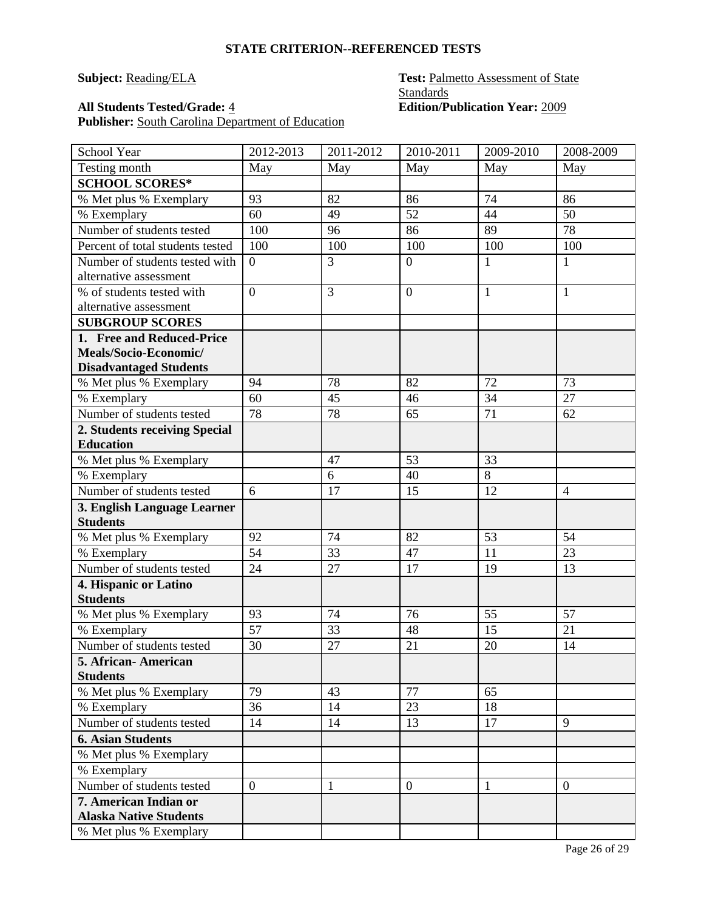### STATE CRITERION--REFERENCED TESTS

**Subject:** Reading/ELA

**Test:** Palmetto Assessment of State Standards

**All Students Tested/Grade:** 4

**Edition/Publication Year:** 2009

**Publisher:** South Carolina Department of Education

| School Year | 2012-2013 | 2011-2012 | 2010-2011 | 2009-2010 | 2008-2009 |
|---|---|---|---|---|---|
| Testing month | May | May | May | May | May |
| **SCHOOL SCORES*** | | | | | |
| % Met plus % Exemplary | 93 | 82 | 86 | 74 | 86 |
| % Exemplary | 60 | 49 | 52 | 44 | 50 |
| Number of students tested | 100 | 96 | 86 | 89 | 78 |
| Percent of total students tested | 100 | 100 | 100 | 100 | 100 |
| Number of students tested with alternative assessment | 0 | 3 | 0 | 1 | 1 |
| % of students tested with alternative assessment | 0 | 3 | 0 | 1 | 1 |
| **SUBGROUP SCORES** | | | | | |
| **1. Free and Reduced-Price Meals/Socio-Economic/ Disadvantaged Students** | | | | | |
| % Met plus % Exemplary | 94 | 78 | 82 | 72 | 73 |
| % Exemplary | 60 | 45 | 46 | 34 | 27 |
| Number of students tested | 78 | 78 | 65 | 71 | 62 |
| **2. Students receiving Special Education** | | | | | |
| % Met plus % Exemplary | | 47 | 53 | 33 | |
| % Exemplary | | 6 | 40 | 8 | |
| Number of students tested | 6 | 17 | 15 | 12 | 4 |
| **3. English Language Learner Students** | | | | | |
| % Met plus % Exemplary | 92 | 74 | 82 | 53 | 54 |
| % Exemplary | 54 | 33 | 47 | 11 | 23 |
| Number of students tested | 24 | 27 | 17 | 19 | 13 |
| **4. Hispanic or Latino Students** | | | | | |
| % Met plus % Exemplary | 93 | 74 | 76 | 55 | 57 |
| % Exemplary | 57 | 33 | 48 | 15 | 21 |
| Number of students tested | 30 | 27 | 21 | 20 | 14 |
| **5. African- American Students** | | | | | |
| % Met plus % Exemplary | 79 | 43 | 77 | 65 | |
| % Exemplary | 36 | 14 | 23 | 18 | |
| Number of students tested | 14 | 14 | 13 | 17 | 9 |
| **6. Asian Students** | | | | | |
| % Met plus % Exemplary | | | | | |
| % Exemplary | | | | | |
| Number of students tested | 0 | 1 | 0 | 1 | 0 |
| **7. American Indian or Alaska Native Students** | | | | | |
| % Met plus % Exemplary | | | | | |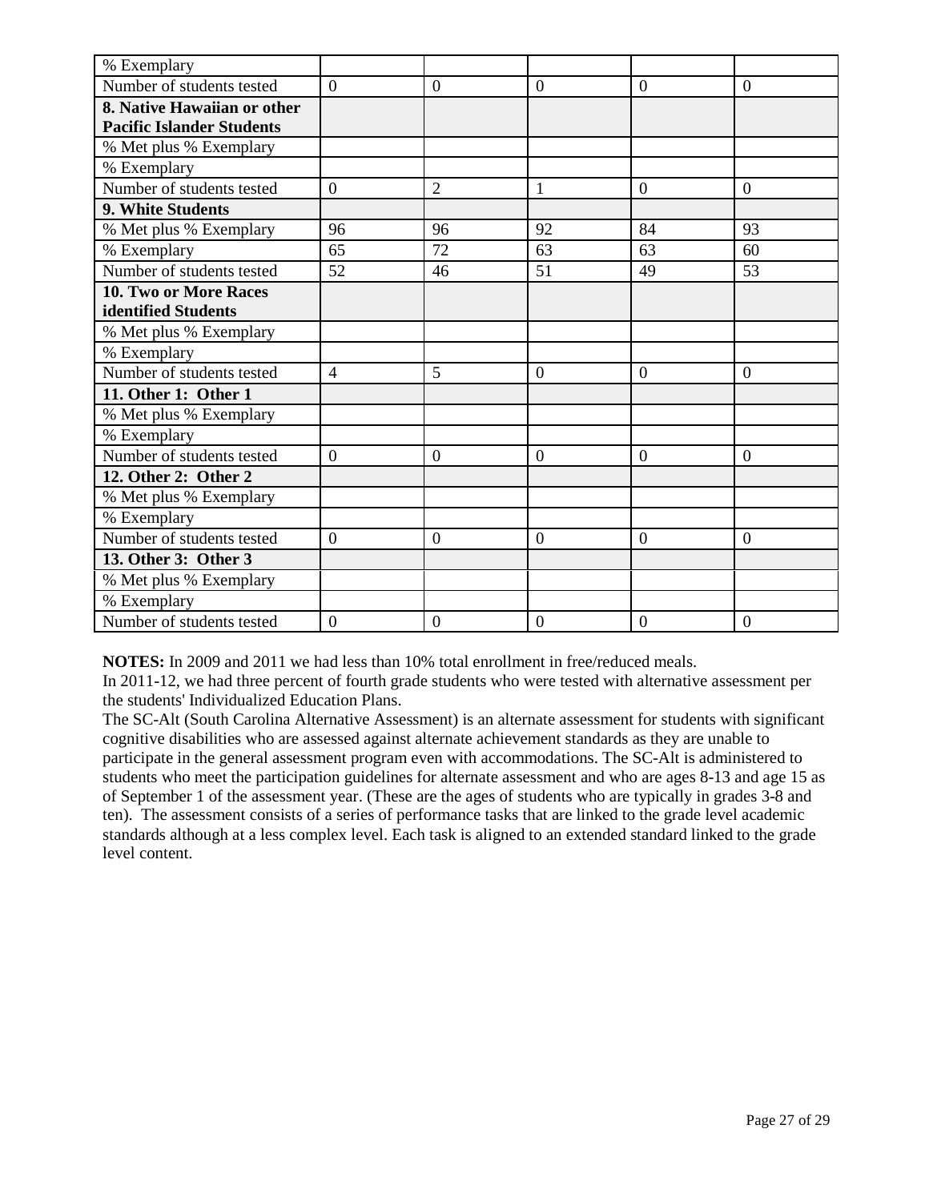| % Exemplary | | | | | |
|---|---|---|---|---|---|
| Number of students tested | 0 | 0 | 0 | 0 | 0 |
| **8. Native Hawaiian or other Pacific Islander Students** | | | | | |
| % Met plus % Exemplary | | | | | |
| % Exemplary | | | | | |
| Number of students tested | 0 | 2 | 1 | 0 | 0 |
| **9. White Students** | | | | | |
| % Met plus % Exemplary | 96 | 96 | 92 | 84 | 93 |
| % Exemplary | 65 | 72 | 63 | 63 | 60 |
| Number of students tested | 52 | 46 | 51 | 49 | 53 |
| **10. Two or More Races identified Students** | | | | | |
| % Met plus % Exemplary | | | | | |
| % Exemplary | | | | | |
| Number of students tested | 4 | 5 | 0 | 0 | 0 |
| **11. Other 1: Other 1** | | | | | |
| % Met plus % Exemplary | | | | | |
| % Exemplary | | | | | |
| Number of students tested | 0 | 0 | 0 | 0 | 0 |
| **12. Other 2: Other 2** | | | | | |
| % Met plus % Exemplary | | | | | |
| % Exemplary | | | | | |
| Number of students tested | 0 | 0 | 0 | 0 | 0 |
| **13. Other 3: Other 3** | | | | | |
| % Met plus % Exemplary | | | | | |
| % Exemplary | | | | | |
| Number of students tested | 0 | 0 | 0 | 0 | 0 |

**NOTES:** In 2009 and 2011 we had less than 10% total enrollment in free/reduced meals.
In 2011-12, we had three percent of fourth grade students who were tested with alternative assessment per the students' Individualized Education Plans.
The SC-Alt (South Carolina Alternative Assessment) is an alternate assessment for students with significant cognitive disabilities who are assessed against alternate achievement standards as they are unable to participate in the general assessment program even with accommodations. The SC-Alt is administered to students who meet the participation guidelines for alternate assessment and who are ages 8-13 and age 15 as of September 1 of the assessment year. (These are the ages of students who are typically in grades 3-8 and ten). The assessment consists of a series of performance tasks that are linked to the grade level academic standards although at a less complex level. Each task is aligned to an extended standard linked to the grade level content.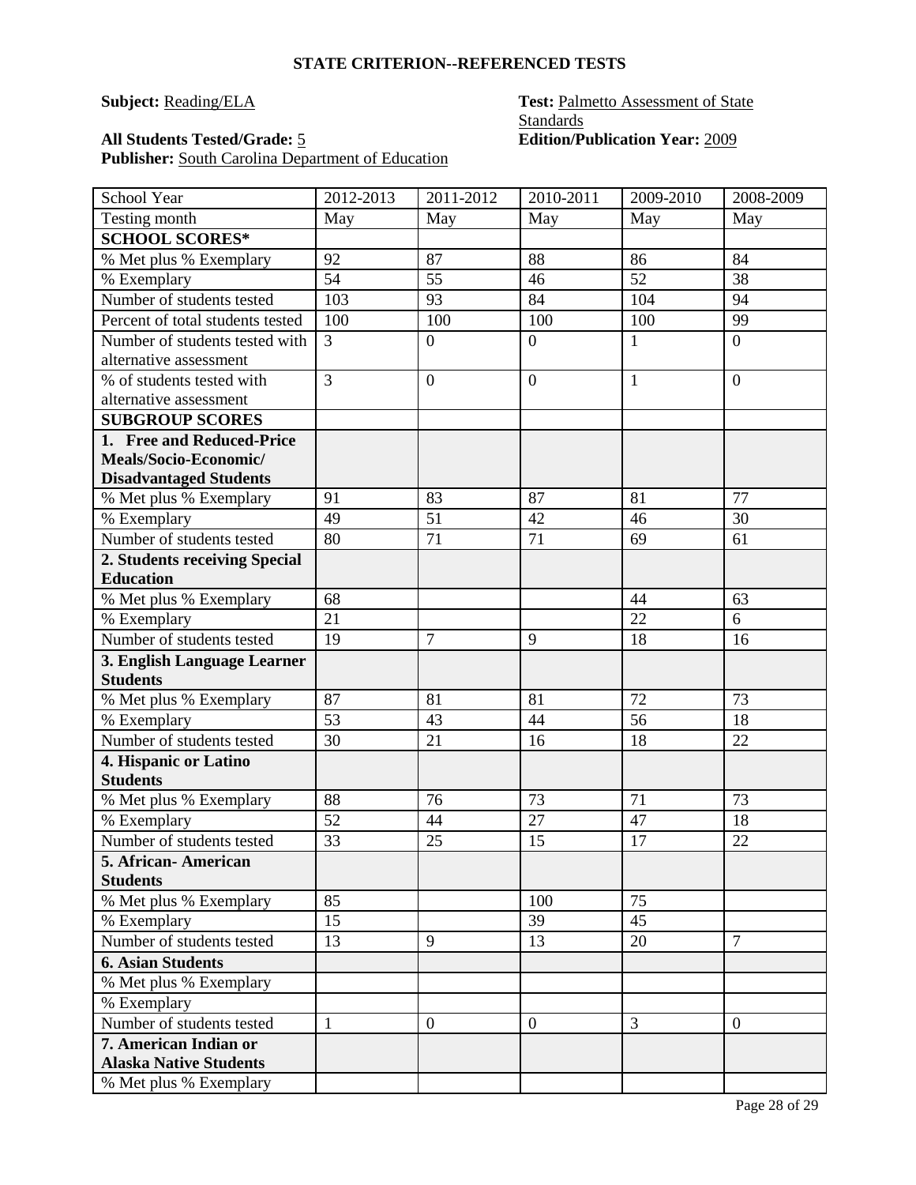## STATE CRITERION--REFERENCED TESTS

**Subject:** Reading/ELA

**Test:** Palmetto Assessment of State Standards

**All Students Tested/Grade:** 5

**Edition/Publication Year:** 2009

**Publisher:** South Carolina Department of Education

| School Year | 2012-2013 | 2011-2012 | 2010-2011 | 2009-2010 | 2008-2009 |
|---|---|---|---|---|---|
| Testing month | May | May | May | May | May |
| **SCHOOL SCORES*** | | | | | |
| % Met plus % Exemplary | 92 | 87 | 88 | 86 | 84 |
| % Exemplary | 54 | 55 | 46 | 52 | 38 |
| Number of students tested | 103 | 93 | 84 | 104 | 94 |
| Percent of total students tested | 100 | 100 | 100 | 100 | 99 |
| Number of students tested with alternative assessment | 3 | 0 | 0 | 1 | 0 |
| % of students tested with alternative assessment | 3 | 0 | 0 | 1 | 0 |
| **SUBGROUP SCORES** | | | | | |
| **1. Free and Reduced-Price Meals/Socio-Economic/ Disadvantaged Students** | | | | | |
| % Met plus % Exemplary | 91 | 83 | 87 | 81 | 77 |
| % Exemplary | 49 | 51 | 42 | 46 | 30 |
| Number of students tested | 80 | 71 | 71 | 69 | 61 |
| **2. Students receiving Special Education** | | | | | |
| % Met plus % Exemplary | 68 | | | 44 | 63 |
| % Exemplary | 21 | | | 22 | 6 |
| Number of students tested | 19 | 7 | 9 | 18 | 16 |
| **3. English Language Learner Students** | | | | | |
| % Met plus % Exemplary | 87 | 81 | 81 | 72 | 73 |
| % Exemplary | 53 | 43 | 44 | 56 | 18 |
| Number of students tested | 30 | 21 | 16 | 18 | 22 |
| **4. Hispanic or Latino Students** | | | | | |
| % Met plus % Exemplary | 88 | 76 | 73 | 71 | 73 |
| % Exemplary | 52 | 44 | 27 | 47 | 18 |
| Number of students tested | 33 | 25 | 15 | 17 | 22 |
| **5. African- American Students** | | | | | |
| % Met plus % Exemplary | 85 | | 100 | 75 | |
| % Exemplary | 15 | | 39 | 45 | |
| Number of students tested | 13 | 9 | 13 | 20 | 7 |
| **6. Asian Students** | | | | | |
| % Met plus % Exemplary | | | | | |
| % Exemplary | | | | | |
| Number of students tested | 1 | 0 | 0 | 3 | 0 |
| **7. American Indian or Alaska Native Students** | | | | | |
| % Met plus % Exemplary | | | | | |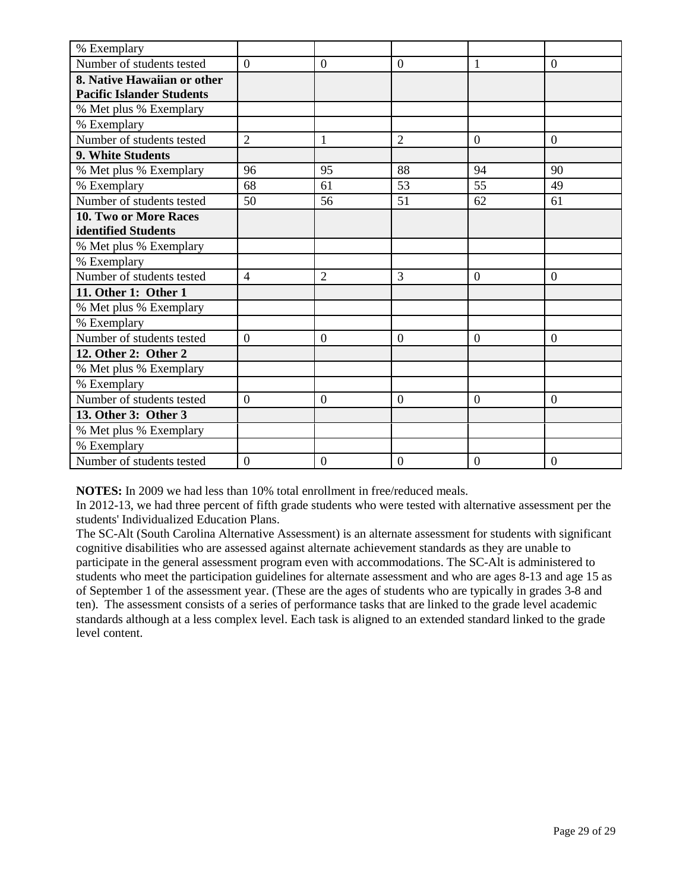| | | | | | |
|---|---|---|---|---|---|
| % Exemplary | | | | | |
| Number of students tested | 0 | 0 | 0 | 1 | 0 |
| **8. Native Hawaiian or other Pacific Islander Students** | | | | | |
| % Met plus % Exemplary | | | | | |
| % Exemplary | | | | | |
| Number of students tested | 2 | 1 | 2 | 0 | 0 |
| **9. White Students** | | | | | |
| % Met plus % Exemplary | 96 | 95 | 88 | 94 | 90 |
| % Exemplary | 68 | 61 | 53 | 55 | 49 |
| Number of students tested | 50 | 56 | 51 | 62 | 61 |
| **10. Two or More Races identified Students** | | | | | |
| % Met plus % Exemplary | | | | | |
| % Exemplary | | | | | |
| Number of students tested | 4 | 2 | 3 | 0 | 0 |
| **11. Other 1: Other 1** | | | | | |
| % Met plus % Exemplary | | | | | |
| % Exemplary | | | | | |
| Number of students tested | 0 | 0 | 0 | 0 | 0 |
| **12. Other 2: Other 2** | | | | | |
| % Met plus % Exemplary | | | | | |
| % Exemplary | | | | | |
| Number of students tested | 0 | 0 | 0 | 0 | 0 |
| **13. Other 3: Other 3** | | | | | |
| % Met plus % Exemplary | | | | | |
| % Exemplary | | | | | |
| Number of students tested | 0 | 0 | 0 | 0 | 0 |

**NOTES:** In 2009 we had less than 10% total enrollment in free/reduced meals.
In 2012-13, we had three percent of fifth grade students who were tested with alternative assessment per the students' Individualized Education Plans.
The SC-Alt (South Carolina Alternative Assessment) is an alternate assessment for students with significant cognitive disabilities who are assessed against alternate achievement standards as they are unable to participate in the general assessment program even with accommodations. The SC-Alt is administered to students who meet the participation guidelines for alternate assessment and who are ages 8-13 and age 15 as of September 1 of the assessment year. (These are the ages of students who are typically in grades 3-8 and ten). The assessment consists of a series of performance tasks that are linked to the grade level academic standards although at a less complex level. Each task is aligned to an extended standard linked to the grade level content.